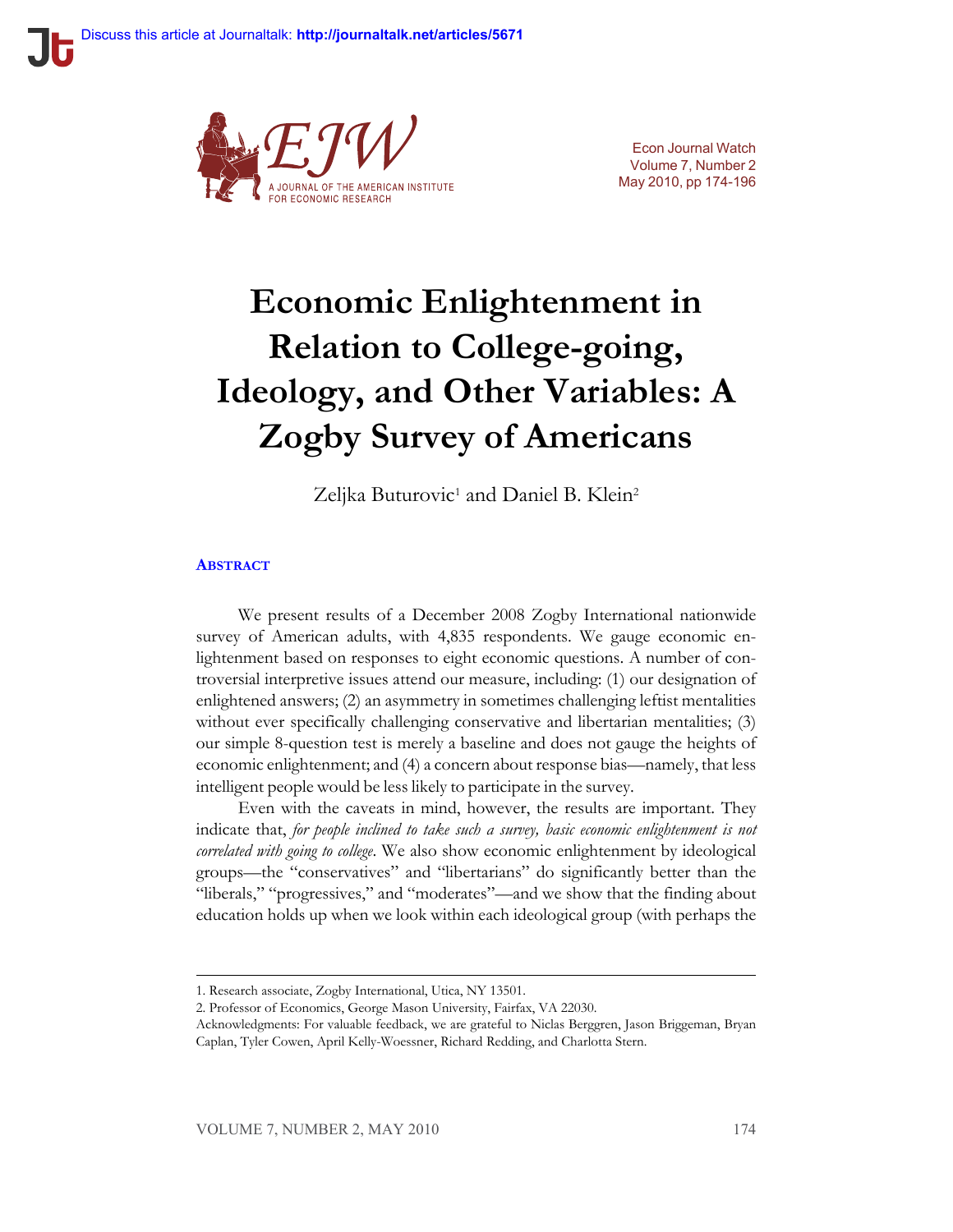Discuss this article at Journaltalk: **http://journaltalk.net/articles/5671**

# Economic Enlightenment in Relation to College-going, Ideology, and Other Variables: A Zogby Survey of Americans

Zeljka Buturovic[1] and Daniel B. Klein[2]

## Abstract

We present results of a December 2008 Zogby International nationwide survey of American adults, with 4,835 respondents. We gauge economic enlightenment based on responses to eight economic questions. A number of controversial interpretive issues attend our measure, including: (1) our designation of enlightened answers; (2) an asymmetry in sometimes challenging leftist mentalities without ever specifically challenging conservative and libertarian mentalities; (3) our simple 8-question test is merely a baseline and does not gauge the heights of economic enlightenment; and (4) a concern about response bias—namely, that less intelligent people would be less likely to participate in the survey.

Even with the caveats in mind, however, the results are important. They indicate that, *for people inclined to take such a survey, basic economic enlightenment is not correlated with going to college*. We also show economic enlightenment by ideological groups—the "conservatives" and "libertarians" do significantly better than the "liberals," "progressives," and "moderates"—and we show that the finding about education holds up when we look within each ideological group (with perhaps the

---

1. Research associate, Zogby International, Utica, NY 13501.

2. Professor of Economics, George Mason University, Fairfax, VA 22030.

Acknowledgments: For valuable feedback, we are grateful to Niclas Berggren, Jason Briggeman, Bryan Caplan, Tyler Cowen, April Kelly-Woessner, Richard Redding, and Charlotta Stern.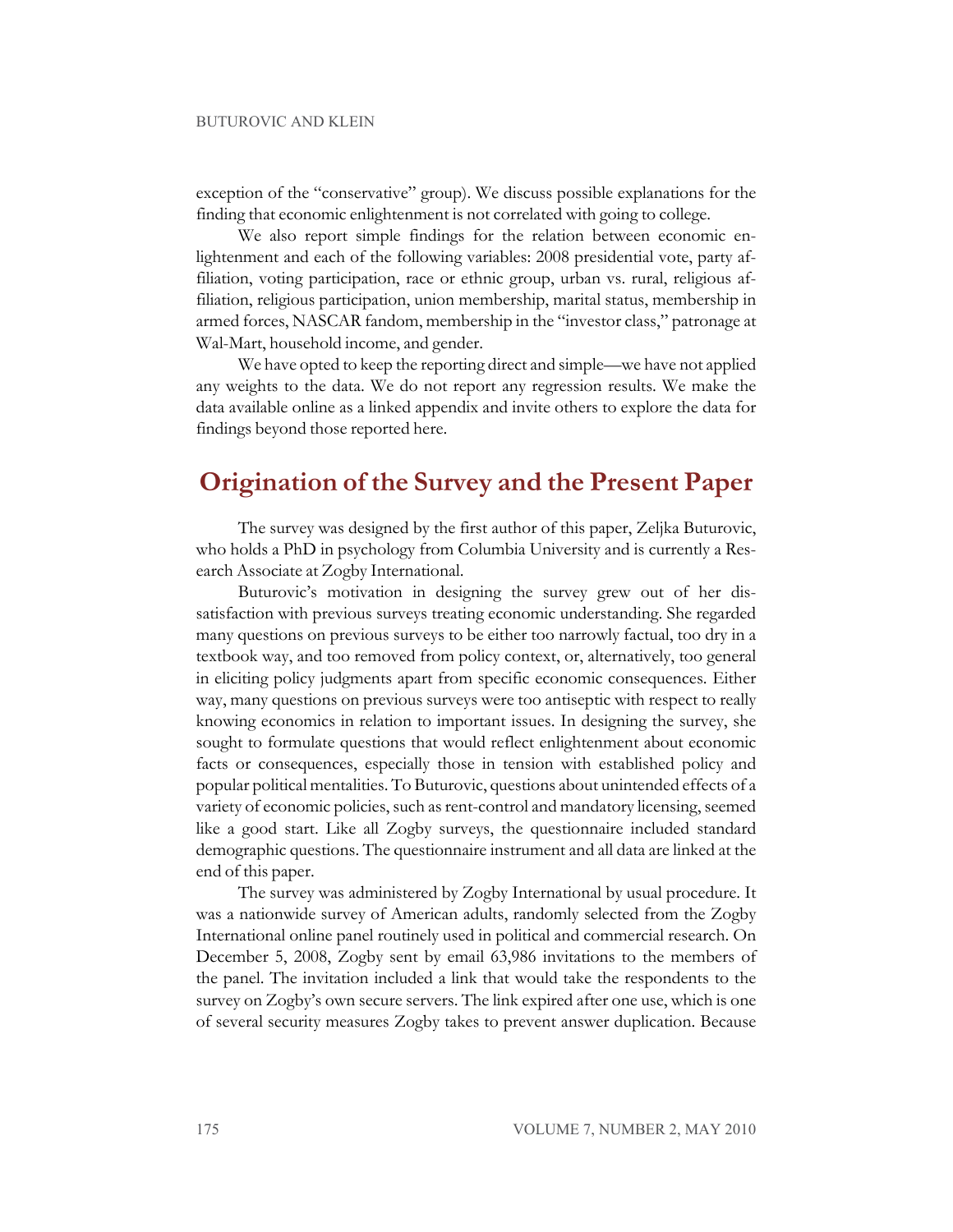exception of the "conservative" group). We discuss possible explanations for the finding that economic enlightenment is not correlated with going to college.

We also report simple findings for the relation between economic enlightenment and each of the following variables: 2008 presidential vote, party affiliation, voting participation, race or ethnic group, urban vs. rural, religious affiliation, religious participation, union membership, marital status, membership in armed forces, NASCAR fandom, membership in the "investor class," patronage at Wal-Mart, household income, and gender.

We have opted to keep the reporting direct and simple—we have not applied any weights to the data. We do not report any regression results. We make the data available online as a linked appendix and invite others to explore the data for findings beyond those reported here.

## Origination of the Survey and the Present Paper

The survey was designed by the first author of this paper, Zeljka Buturovic, who holds a PhD in psychology from Columbia University and is currently a Research Associate at Zogby International.

Buturovic's motivation in designing the survey grew out of her dissatisfaction with previous surveys treating economic understanding. She regarded many questions on previous surveys to be either too narrowly factual, too dry in a textbook way, and too removed from policy context, or, alternatively, too general in eliciting policy judgments apart from specific economic consequences. Either way, many questions on previous surveys were too antiseptic with respect to really knowing economics in relation to important issues. In designing the survey, she sought to formulate questions that would reflect enlightenment about economic facts or consequences, especially those in tension with established policy and popular political mentalities. To Buturovic, questions about unintended effects of a variety of economic policies, such as rent-control and mandatory licensing, seemed like a good start. Like all Zogby surveys, the questionnaire included standard demographic questions. The questionnaire instrument and all data are linked at the end of this paper.

The survey was administered by Zogby International by usual procedure. It was a nationwide survey of American adults, randomly selected from the Zogby International online panel routinely used in political and commercial research. On December 5, 2008, Zogby sent by email 63,986 invitations to the members of the panel. The invitation included a link that would take the respondents to the survey on Zogby's own secure servers. The link expired after one use, which is one of several security measures Zogby takes to prevent answer duplication. Because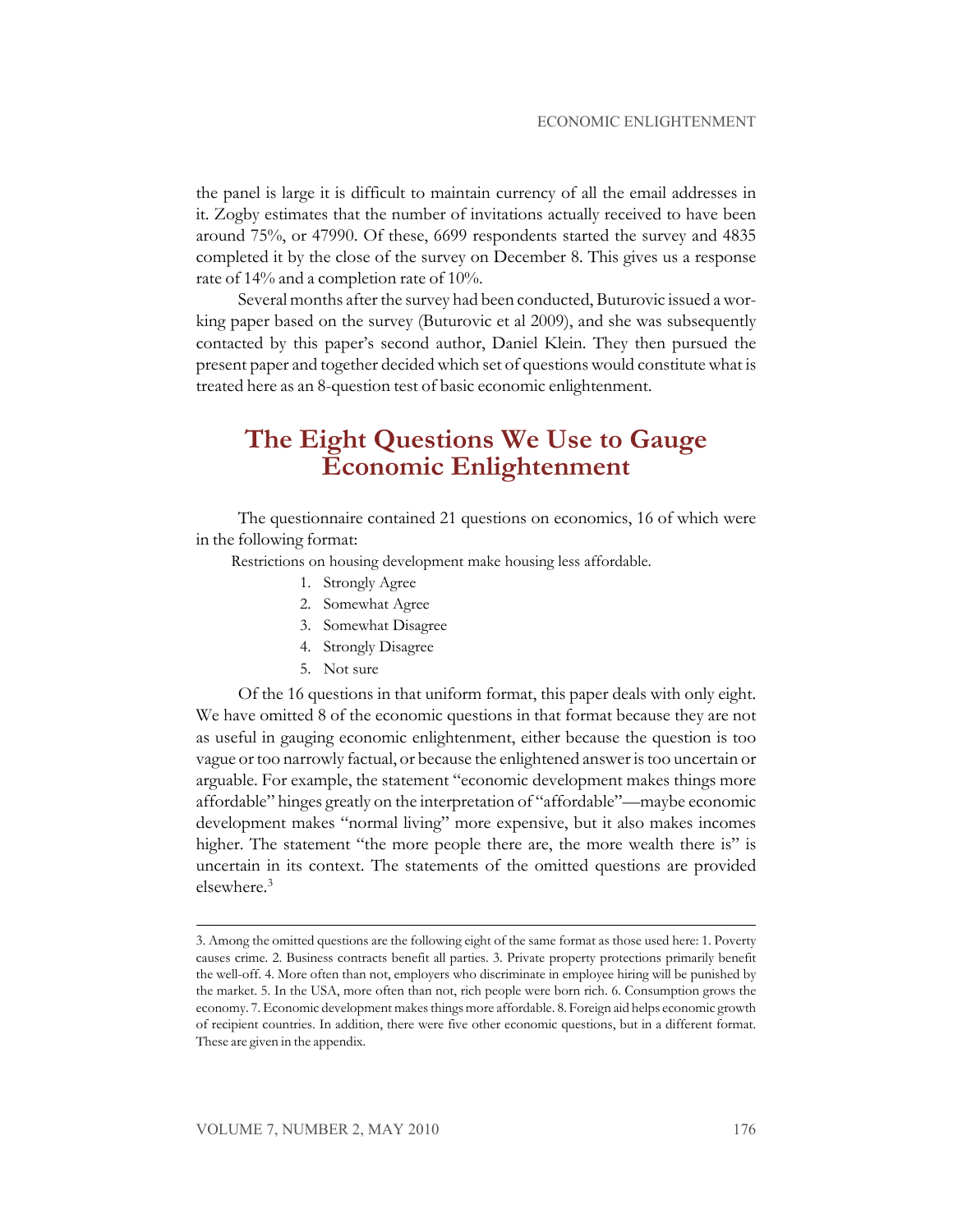the panel is large it is difficult to maintain currency of all the email addresses in it. Zogby estimates that the number of invitations actually received to have been around 75%, or 47990. Of these, 6699 respondents started the survey and 4835 completed it by the close of the survey on December 8. This gives us a response rate of 14% and a completion rate of 10%.

Several months after the survey had been conducted, Buturovic issued a working paper based on the survey (Buturovic et al 2009), and she was subsequently contacted by this paper's second author, Daniel Klein. They then pursued the present paper and together decided which set of questions would constitute what is treated here as an 8-question test of basic economic enlightenment.

## The Eight Questions We Use to Gauge Economic Enlightenment

The questionnaire contained 21 questions on economics, 16 of which were in the following format:

Restrictions on housing development make housing less affordable.

1. Strongly Agree
2. Somewhat Agree
3. Somewhat Disagree
4. Strongly Disagree
5. Not sure

Of the 16 questions in that uniform format, this paper deals with only eight. We have omitted 8 of the economic questions in that format because they are not as useful in gauging economic enlightenment, either because the question is too vague or too narrowly factual, or because the enlightened answer is too uncertain or arguable. For example, the statement "economic development makes things more affordable" hinges greatly on the interpretation of "affordable"—maybe economic development makes "normal living" more expensive, but it also makes incomes higher. The statement "the more people there are, the more wealth there is" is uncertain in its context. The statements of the omitted questions are provided elsewhere.[3]

---

3. Among the omitted questions are the following eight of the same format as those used here: 1. Poverty causes crime. 2. Business contracts benefit all parties. 3. Private property protections primarily benefit the well-off. 4. More often than not, employers who discriminate in employee hiring will be punished by the market. 5. In the USA, more often than not, rich people were born rich. 6. Consumption grows the economy. 7. Economic development makes things more affordable. 8. Foreign aid helps economic growth of recipient countries. In addition, there were five other economic questions, but in a different format. These are given in the appendix.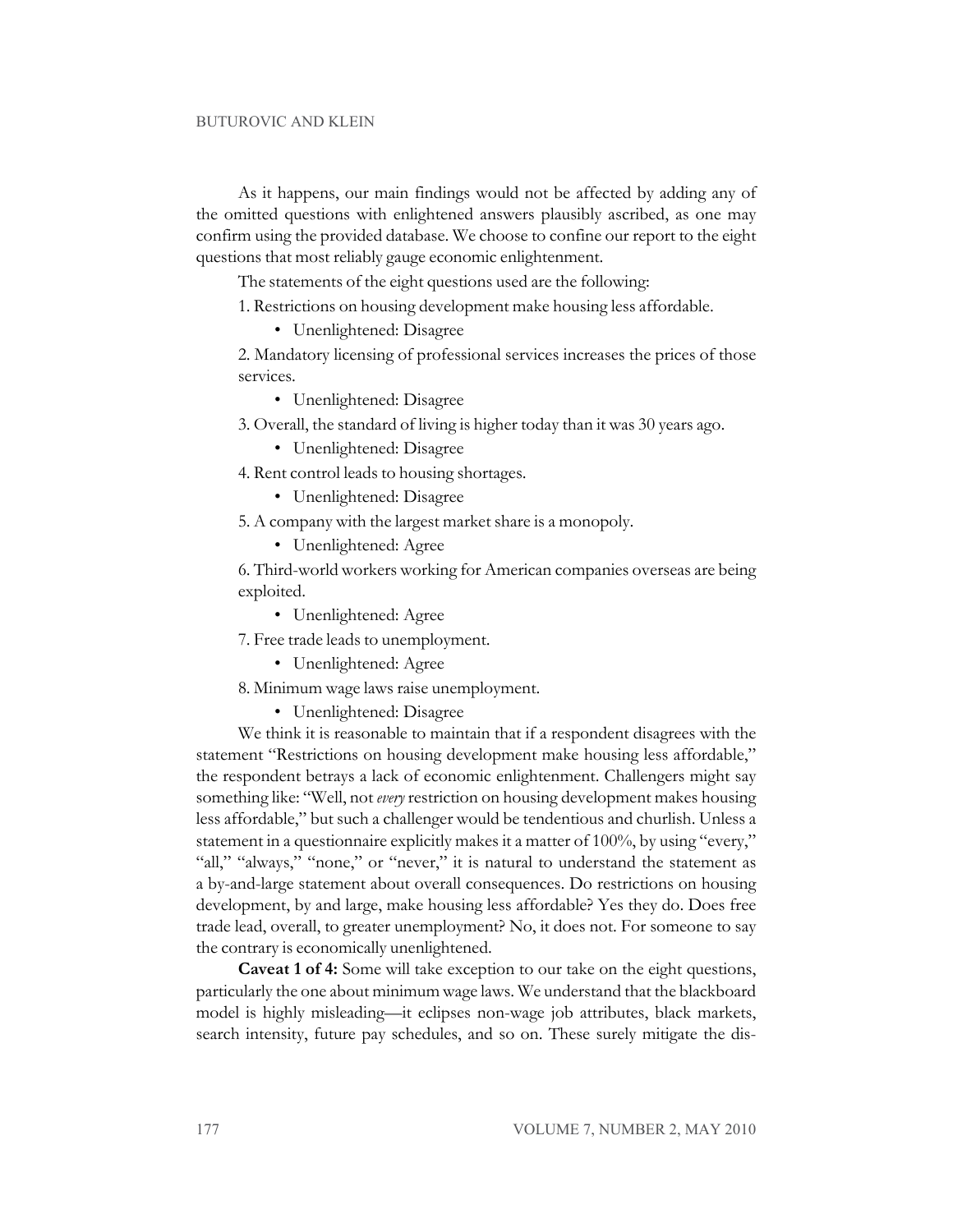As it happens, our main findings would not be affected by adding any of the omitted questions with enlightened answers plausibly ascribed, as one may confirm using the provided database. We choose to confine our report to the eight questions that most reliably gauge economic enlightenment.

The statements of the eight questions used are the following:

1. Restrictions on housing development make housing less affordable.
   - Unenlightened: Disagree

2. Mandatory licensing of professional services increases the prices of those services.
   - Unenlightened: Disagree

3. Overall, the standard of living is higher today than it was 30 years ago.
   - Unenlightened: Disagree

4. Rent control leads to housing shortages.
   - Unenlightened: Disagree

5. A company with the largest market share is a monopoly.
   - Unenlightened: Agree

6. Third-world workers working for American companies overseas are being exploited.
   - Unenlightened: Agree

7. Free trade leads to unemployment.
   - Unenlightened: Agree

8. Minimum wage laws raise unemployment.
   - Unenlightened: Disagree

We think it is reasonable to maintain that if a respondent disagrees with the statement "Restrictions on housing development make housing less affordable," the respondent betrays a lack of economic enlightenment. Challengers might say something like: "Well, not *every* restriction on housing development makes housing less affordable," but such a challenger would be tendentious and churlish. Unless a statement in a questionnaire explicitly makes it a matter of 100%, by using "every," "all," "always," "none," or "never," it is natural to understand the statement as a by-and-large statement about overall consequences. Do restrictions on housing development, by and large, make housing less affordable? Yes they do. Does free trade lead, overall, to greater unemployment? No, it does not. For someone to say the contrary is economically unenlightened.

**Caveat 1 of 4:** Some will take exception to our take on the eight questions, particularly the one about minimum wage laws. We understand that the blackboard model is highly misleading—it eclipses non-wage job attributes, black markets, search intensity, future pay schedules, and so on. These surely mitigate the dis-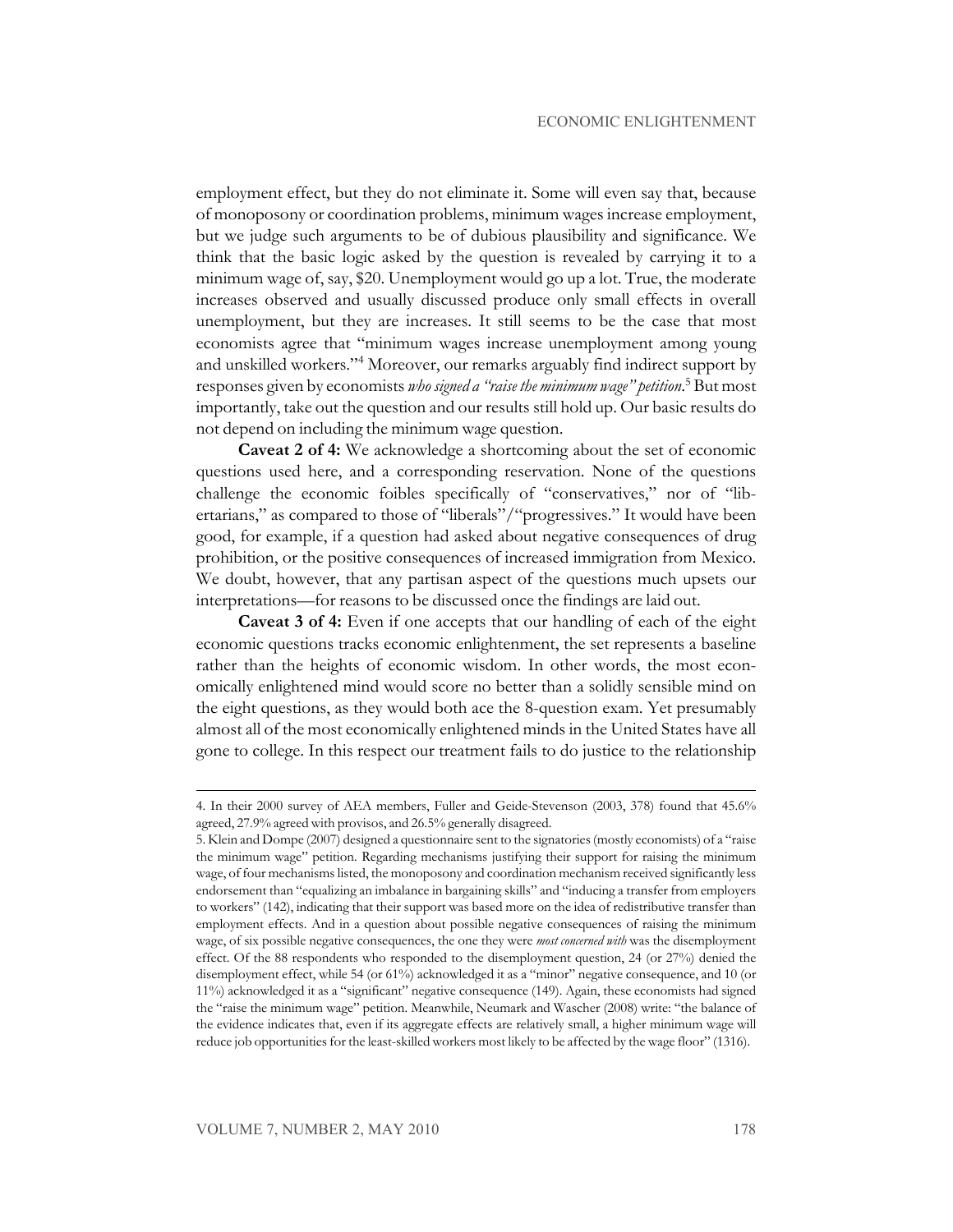employment effect, but they do not eliminate it. Some will even say that, because of monoposony or coordination problems, minimum wages increase employment, but we judge such arguments to be of dubious plausibility and significance. We think that the basic logic asked by the question is revealed by carrying it to a minimum wage of, say, $20. Unemployment would go up a lot. True, the moderate increases observed and usually discussed produce only small effects in overall unemployment, but they are increases. It still seems to be the case that most economists agree that "minimum wages increase unemployment among young and unskilled workers."[4] Moreover, our remarks arguably find indirect support by responses given by economists *who signed a "raise the minimum wage" petition*.[5] But most importantly, take out the question and our results still hold up. Our basic results do not depend on including the minimum wage question.

**Caveat 2 of 4:** We acknowledge a shortcoming about the set of economic questions used here, and a corresponding reservation. None of the questions challenge the economic foibles specifically of "conservatives," nor of "libertarians," as compared to those of "liberals"/"progressives." It would have been good, for example, if a question had asked about negative consequences of drug prohibition, or the positive consequences of increased immigration from Mexico. We doubt, however, that any partisan aspect of the questions much upsets our interpretations—for reasons to be discussed once the findings are laid out.

**Caveat 3 of 4:** Even if one accepts that our handling of each of the eight economic questions tracks economic enlightenment, the set represents a baseline rather than the heights of economic wisdom. In other words, the most economically enlightened mind would score no better than a solidly sensible mind on the eight questions, as they would both ace the 8-question exam. Yet presumably almost all of the most economically enlightened minds in the United States have all gone to college. In this respect our treatment fails to do justice to the relationship

---

4. In their 2000 survey of AEA members, Fuller and Geide-Stevenson (2003, 378) found that 45.6% agreed, 27.9% agreed with provisos, and 26.5% generally disagreed.

5. Klein and Dompe (2007) designed a questionnaire sent to the signatories (mostly economists) of a "raise the minimum wage" petition. Regarding mechanisms justifying their support for raising the minimum wage, of four mechanisms listed, the monoposony and coordination mechanism received significantly less endorsement than "equalizing an imbalance in bargaining skills" and "inducing a transfer from employers to workers" (142), indicating that their support was based more on the idea of redistributive transfer than employment effects. And in a question about possible negative consequences of raising the minimum wage, of six possible negative consequences, the one they were *most concerned with* was the disemployment effect. Of the 88 respondents who responded to the disemployment question, 24 (or 27%) denied the disemployment effect, while 54 (or 61%) acknowledged it as a "minor" negative consequence, and 10 (or 11%) acknowledged it as a "significant" negative consequence (149). Again, these economists had signed the "raise the minimum wage" petition. Meanwhile, Neumark and Wascher (2008) write: "the balance of the evidence indicates that, even if its aggregate effects are relatively small, a higher minimum wage will reduce job opportunities for the least-skilled workers most likely to be affected by the wage floor" (1316).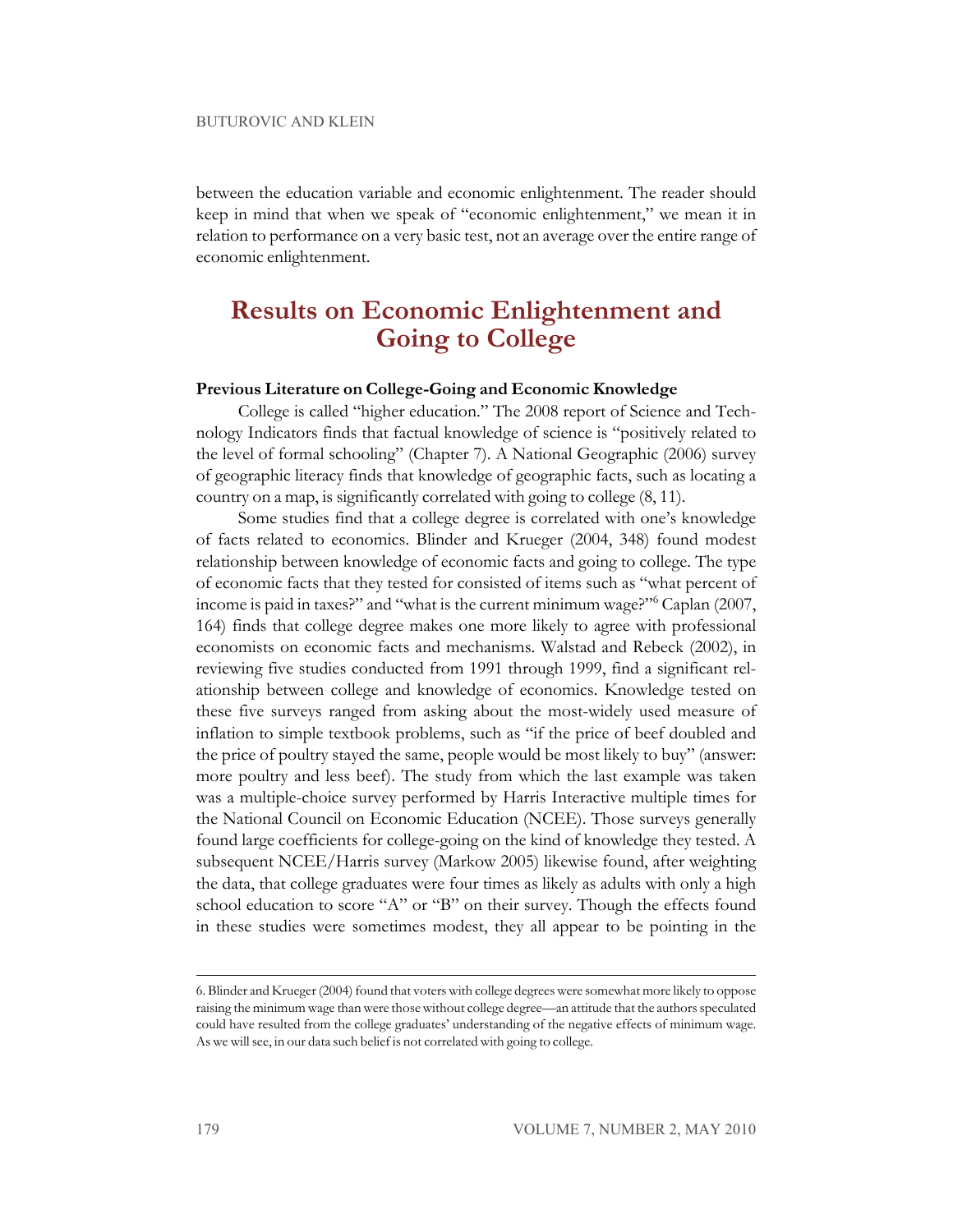between the education variable and economic enlightenment. The reader should keep in mind that when we speak of "economic enlightenment," we mean it in relation to performance on a very basic test, not an average over the entire range of economic enlightenment.

## Results on Economic Enlightenment and Going to College

### Previous Literature on College-Going and Economic Knowledge

College is called "higher education." The 2008 report of Science and Technology Indicators finds that factual knowledge of science is "positively related to the level of formal schooling" (Chapter 7). A National Geographic (2006) survey of geographic literacy finds that knowledge of geographic facts, such as locating a country on a map, is significantly correlated with going to college (8, 11).

Some studies find that a college degree is correlated with one's knowledge of facts related to economics. Blinder and Krueger (2004, 348) found modest relationship between knowledge of economic facts and going to college. The type of economic facts that they tested for consisted of items such as "what percent of income is paid in taxes?" and "what is the current minimum wage?"[6] Caplan (2007, 164) finds that college degree makes one more likely to agree with professional economists on economic facts and mechanisms. Walstad and Rebeck (2002), in reviewing five studies conducted from 1991 through 1999, find a significant relationship between college and knowledge of economics. Knowledge tested on these five surveys ranged from asking about the most-widely used measure of inflation to simple textbook problems, such as "if the price of beef doubled and the price of poultry stayed the same, people would be most likely to buy" (answer: more poultry and less beef). The study from which the last example was taken was a multiple-choice survey performed by Harris Interactive multiple times for the National Council on Economic Education (NCEE). Those surveys generally found large coefficients for college-going on the kind of knowledge they tested. A subsequent NCEE/Harris survey (Markow 2005) likewise found, after weighting the data, that college graduates were four times as likely as adults with only a high school education to score "A" or "B" on their survey. Though the effects found in these studies were sometimes modest, they all appear to be pointing in the

---

6. Blinder and Krueger (2004) found that voters with college degrees were somewhat more likely to oppose raising the minimum wage than were those without college degree—an attitude that the authors speculated could have resulted from the college graduates' understanding of the negative effects of minimum wage. As we will see, in our data such belief is not correlated with going to college.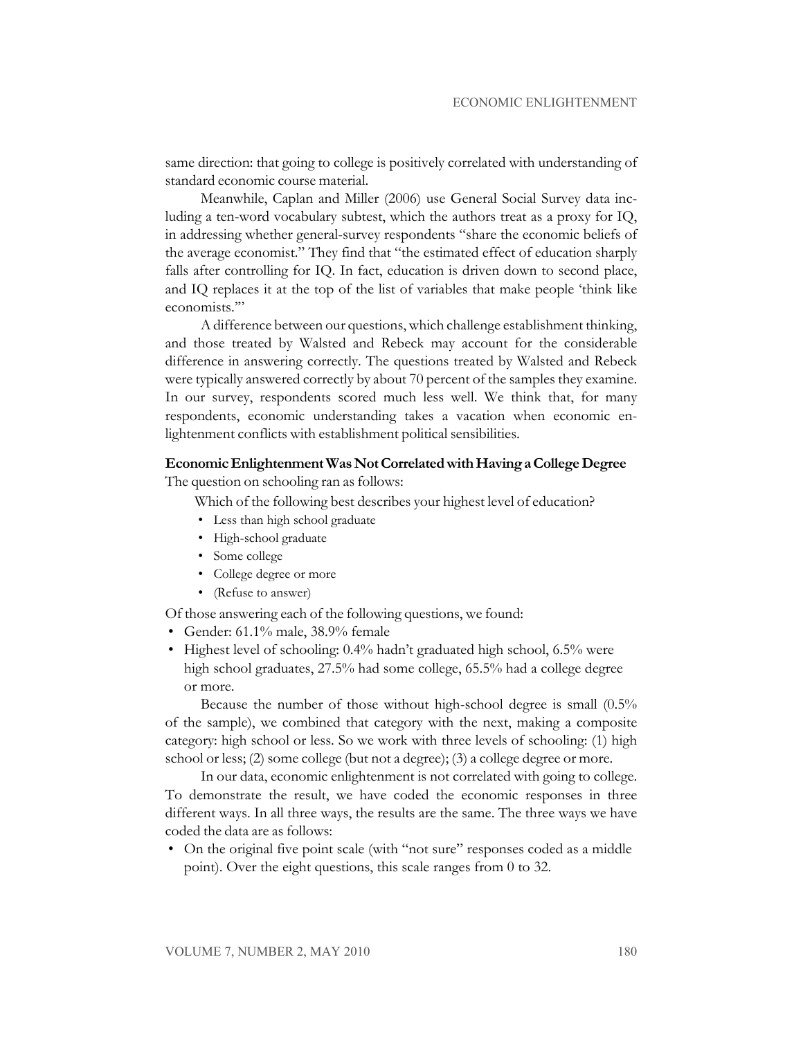same direction: that going to college is positively correlated with understanding of standard economic course material.

Meanwhile, Caplan and Miller (2006) use General Social Survey data including a ten-word vocabulary subtest, which the authors treat as a proxy for IQ, in addressing whether general-survey respondents "share the economic beliefs of the average economist." They find that "the estimated effect of education sharply falls after controlling for IQ. In fact, education is driven down to second place, and IQ replaces it at the top of the list of variables that make people 'think like economists.'"

A difference between our questions, which challenge establishment thinking, and those treated by Walsted and Rebeck may account for the considerable difference in answering correctly. The questions treated by Walsted and Rebeck were typically answered correctly by about 70 percent of the samples they examine. In our survey, respondents scored much less well. We think that, for many respondents, economic understanding takes a vacation when economic enlightenment conflicts with establishment political sensibilities.

**Economic Enlightenment Was Not Correlated with Having a College Degree**

The question on schooling ran as follows:

Which of the following best describes your highest level of education?

- Less than high school graduate
- High-school graduate
- Some college
- College degree or more
- (Refuse to answer)

Of those answering each of the following questions, we found:

- Gender: 61.1% male, 38.9% female
- Highest level of schooling: 0.4% hadn't graduated high school, 6.5% were high school graduates, 27.5% had some college, 65.5% had a college degree or more.

Because the number of those without high-school degree is small (0.5% of the sample), we combined that category with the next, making a composite category: high school or less. So we work with three levels of schooling: (1) high school or less; (2) some college (but not a degree); (3) a college degree or more.

In our data, economic enlightenment is not correlated with going to college. To demonstrate the result, we have coded the economic responses in three different ways. In all three ways, the results are the same. The three ways we have coded the data are as follows:

- On the original five point scale (with "not sure" responses coded as a middle point). Over the eight questions, this scale ranges from 0 to 32.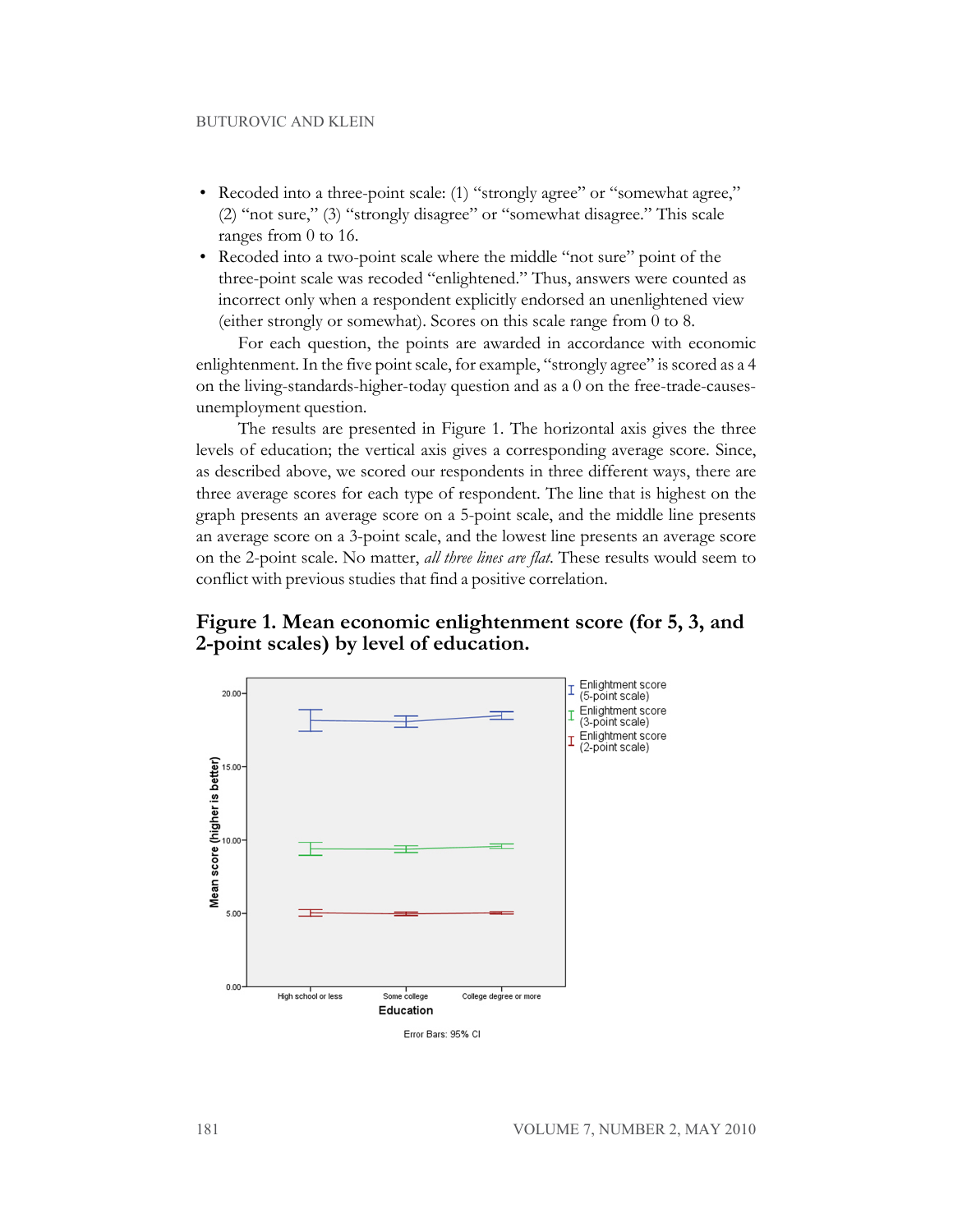- Recoded into a three-point scale: (1) "strongly agree" or "somewhat agree," (2) "not sure," (3) "strongly disagree" or "somewhat disagree." This scale ranges from 0 to 16.
- Recoded into a two-point scale where the middle "not sure" point of the three-point scale was recoded "enlightened." Thus, answers were counted as incorrect only when a respondent explicitly endorsed an unenlightened view (either strongly or somewhat). Scores on this scale range from 0 to 8.

For each question, the points are awarded in accordance with economic enlightenment. In the five point scale, for example, "strongly agree" is scored as a 4 on the living-standards-higher-today question and as a 0 on the free-trade-causes-unemployment question.

The results are presented in Figure 1. The horizontal axis gives the three levels of education; the vertical axis gives a corresponding average score. Since, as described above, we scored our respondents in three different ways, there are three average scores for each type of respondent. The line that is highest on the graph presents an average score on a 5-point scale, and the middle line presents an average score on a 3-point scale, and the lowest line presents an average score on the 2-point scale. No matter, *all three lines are flat*. These results would seem to conflict with previous studies that find a positive correlation.

**Figure 1. Mean economic enlightenment score (for 5, 3, and 2-point scales) by level of education.**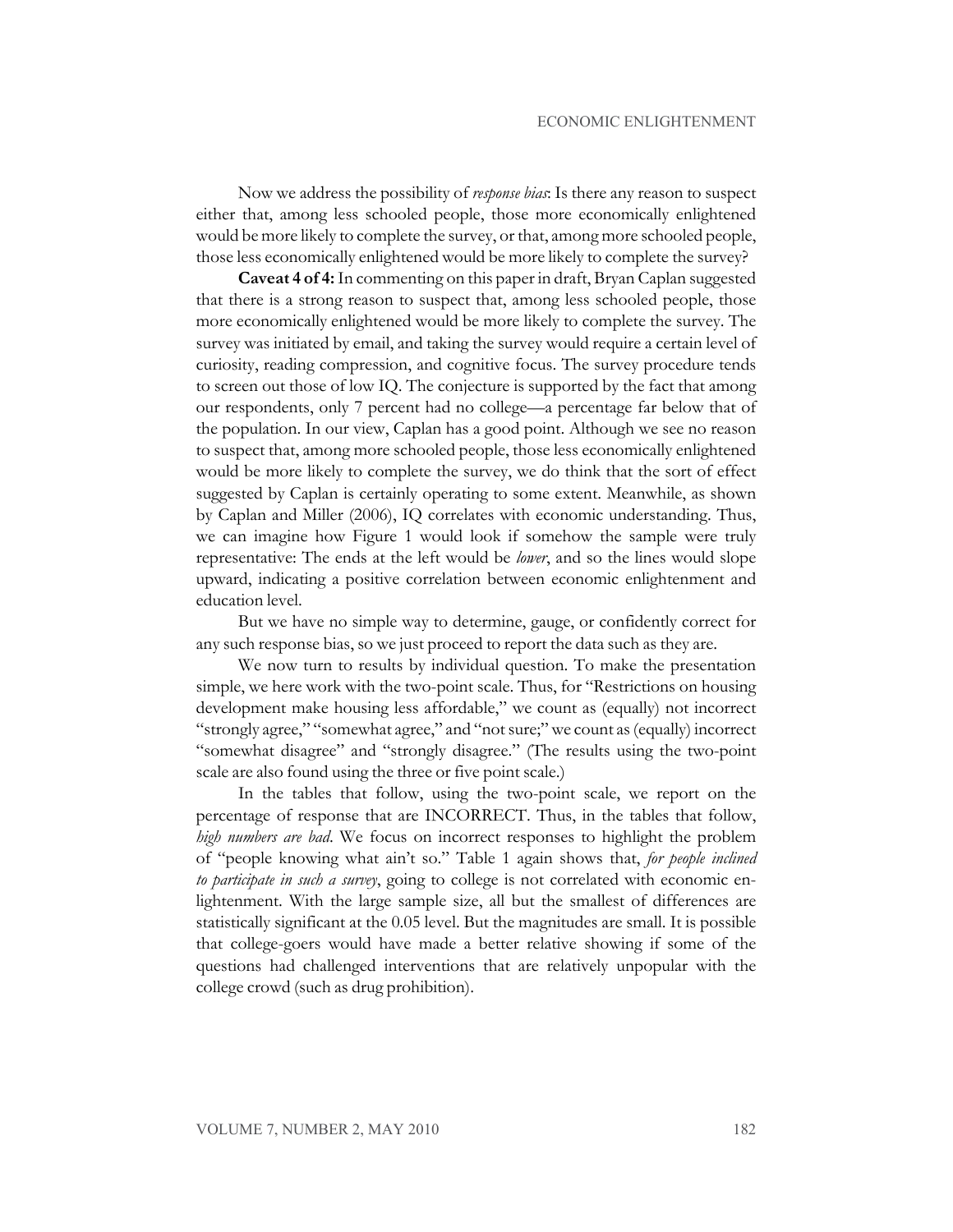Now we address the possibility of *response bias*: Is there any reason to suspect either that, among less schooled people, those more economically enlightened would be more likely to complete the survey, or that, among more schooled people, those less economically enlightened would be more likely to complete the survey?

**Caveat 4 of 4:** In commenting on this paper in draft, Bryan Caplan suggested that there is a strong reason to suspect that, among less schooled people, those more economically enlightened would be more likely to complete the survey. The survey was initiated by email, and taking the survey would require a certain level of curiosity, reading compression, and cognitive focus. The survey procedure tends to screen out those of low IQ. The conjecture is supported by the fact that among our respondents, only 7 percent had no college—a percentage far below that of the population. In our view, Caplan has a good point. Although we see no reason to suspect that, among more schooled people, those less economically enlightened would be more likely to complete the survey, we do think that the sort of effect suggested by Caplan is certainly operating to some extent. Meanwhile, as shown by Caplan and Miller (2006), IQ correlates with economic understanding. Thus, we can imagine how Figure 1 would look if somehow the sample were truly representative: The ends at the left would be *lower*, and so the lines would slope upward, indicating a positive correlation between economic enlightenment and education level.

But we have no simple way to determine, gauge, or confidently correct for any such response bias, so we just proceed to report the data such as they are.

We now turn to results by individual question. To make the presentation simple, we here work with the two-point scale. Thus, for "Restrictions on housing development make housing less affordable," we count as (equally) not incorrect "strongly agree," "somewhat agree," and "not sure;" we count as (equally) incorrect "somewhat disagree" and "strongly disagree." (The results using the two-point scale are also found using the three or five point scale.)

In the tables that follow, using the two-point scale, we report on the percentage of response that are INCORRECT. Thus, in the tables that follow, *high numbers are bad*. We focus on incorrect responses to highlight the problem of "people knowing what ain't so." Table 1 again shows that, *for people inclined to participate in such a survey*, going to college is not correlated with economic enlightenment. With the large sample size, all but the smallest of differences are statistically significant at the 0.05 level. But the magnitudes are small. It is possible that college-goers would have made a better relative showing if some of the questions had challenged interventions that are relatively unpopular with the college crowd (such as drug prohibition).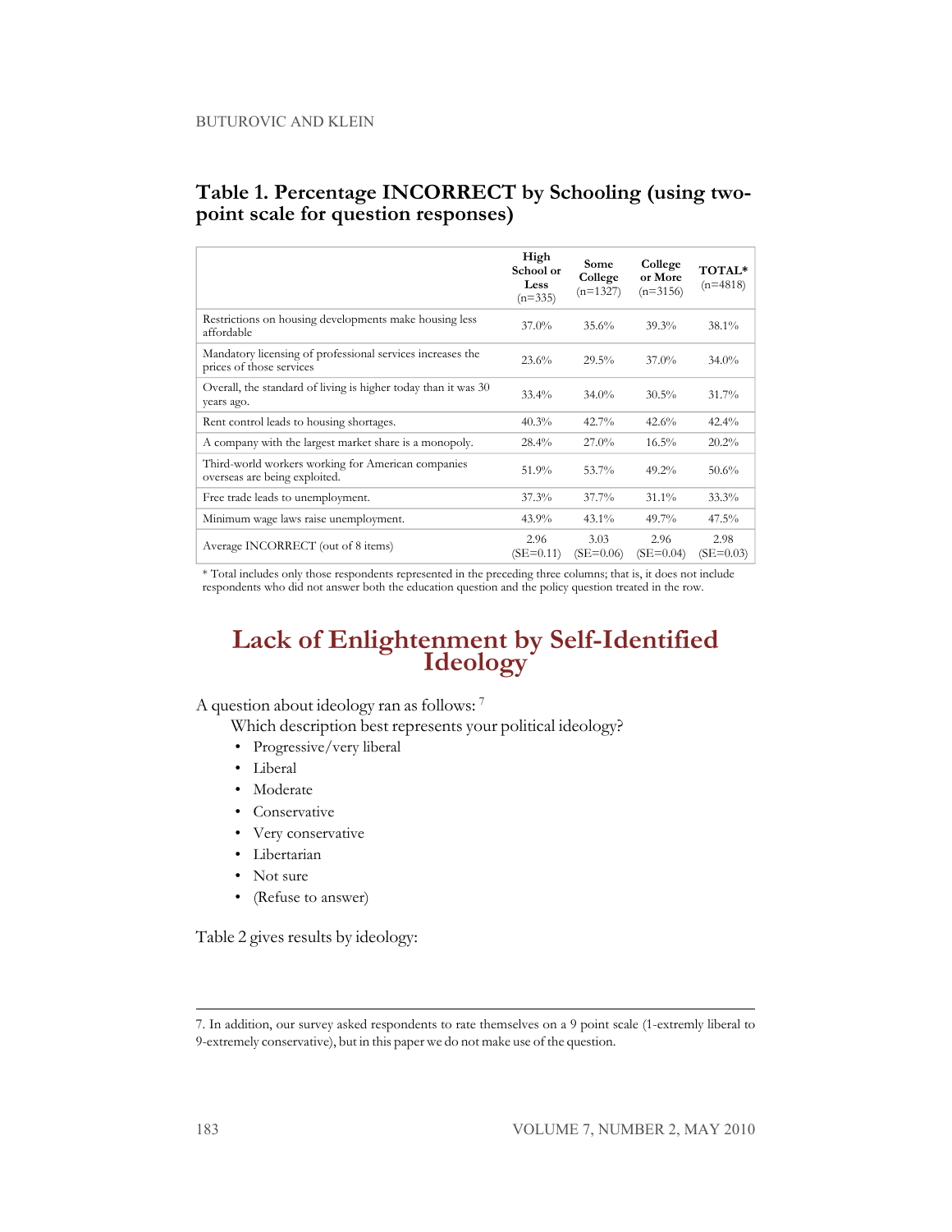### Table 1. Percentage INCORRECT by Schooling (using two-point scale for question responses)

| | High School or Less (n=335) | Some College (n=1327) | College or More (n=3156) | TOTAL* (n=4818) |
|---|---|---|---|---|
| Restrictions on housing developments make housing less affordable | 37.0% | 35.6% | 39.3% | 38.1% |
| Mandatory licensing of professional services increases the prices of those services | 23.6% | 29.5% | 37.0% | 34.0% |
| Overall, the standard of living is higher today than it was 30 years ago. | 33.4% | 34.0% | 30.5% | 31.7% |
| Rent control leads to housing shortages. | 40.3% | 42.7% | 42.6% | 42.4% |
| A company with the largest market share is a monopoly. | 28.4% | 27.0% | 16.5% | 20.2% |
| Third-world workers working for American companies overseas are being exploited. | 51.9% | 53.7% | 49.2% | 50.6% |
| Free trade leads to unemployment. | 37.3% | 37.7% | 31.1% | 33.3% |
| Minimum wage laws raise unemployment. | 43.9% | 43.1% | 49.7% | 47.5% |
| Average INCORRECT (out of 8 items) | 2.96 (SE=0.11) | 3.03 (SE=0.06) | 2.96 (SE=0.04) | 2.98 (SE=0.03) |

\* Total includes only those respondents represented in the preceding three columns; that is, it does not include respondents who did not answer both the education question and the policy question treated in the row.

## Lack of Enlightenment by Self-Identified Ideology

A question about ideology ran as follows: [7]

Which description best represents your political ideology?

- Progressive/very liberal
- Liberal
- Moderate
- Conservative
- Very conservative
- Libertarian
- Not sure
- (Refuse to answer)

Table 2 gives results by ideology:

---

7. In addition, our survey asked respondents to rate themselves on a 9 point scale (1-extremly liberal to 9-extremely conservative), but in this paper we do not make use of the question.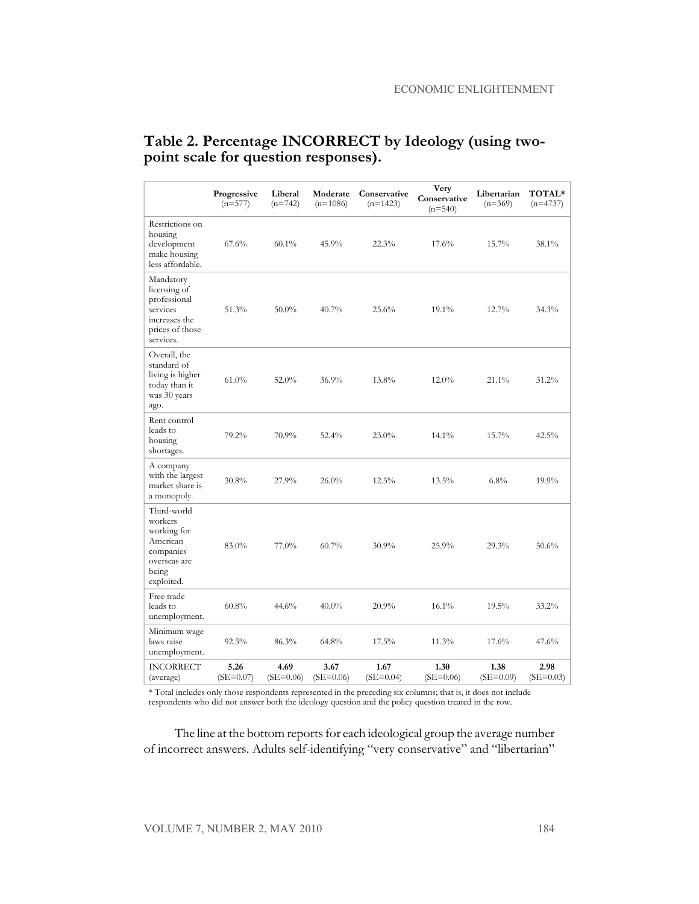## Table 2. Percentage INCORRECT by Ideology (using two-point scale for question responses).

| | Progressive (n=577) | Liberal (n=742) | Moderate (n=1086) | Conservative (n=1423) | Very Conservative (n=540) | Libertarian (n=369) | TOTAL* (n=4737) |
|---|---|---|---|---|---|---|---|
| Restrictions on housing development make housing less affordable. | 67.6% | 60.1% | 45.9% | 22.3% | 17.6% | 15.7% | 38.1% |
| Mandatory licensing of professional services increases the prices of those services. | 51.3% | 50.0% | 40.7% | 25.6% | 19.1% | 12.7% | 34.3% |
| Overall, the standard of living is higher today than it was 30 years ago. | 61.0% | 52.0% | 36.9% | 13.8% | 12.0% | 21.1% | 31.2% |
| Rent control leads to housing shortages. | 79.2% | 70.9% | 52.4% | 23.0% | 14.1% | 15.7% | 42.5% |
| A company with the largest market share is a monopoly. | 30.8% | 27.9% | 26.0% | 12.5% | 13.5% | 6.8% | 19.9% |
| Third-world workers working for American companies overseas are being exploited. | 83.0% | 77.0% | 60.7% | 30.9% | 25.9% | 29.3% | 50.6% |
| Free trade leads to unemployment. | 60.8% | 44.6% | 40.0% | 20.9% | 16.1% | 19.5% | 33.2% |
| Minimum wage laws raise unemployment. | 92.5% | 86.3% | 64.8% | 17.5% | 11.3% | 17.6% | 47.6% |
| INCORRECT (average) | **5.26** (SE=0.07) | **4.69** (SE=0.06) | **3.67** (SE=0.06) | **1.67** (SE=0.04) | **1.30** (SE=0.06) | **1.38** (SE=0.09) | **2.98** (SE=0.03) |

* Total includes only those respondents represented in the preceding six columns; that is, it does not include respondents who did not answer both the ideology question and the policy question treated in the row.

The line at the bottom reports for each ideological group the average number of incorrect answers. Adults self-identifying "very conservative" and "libertarian"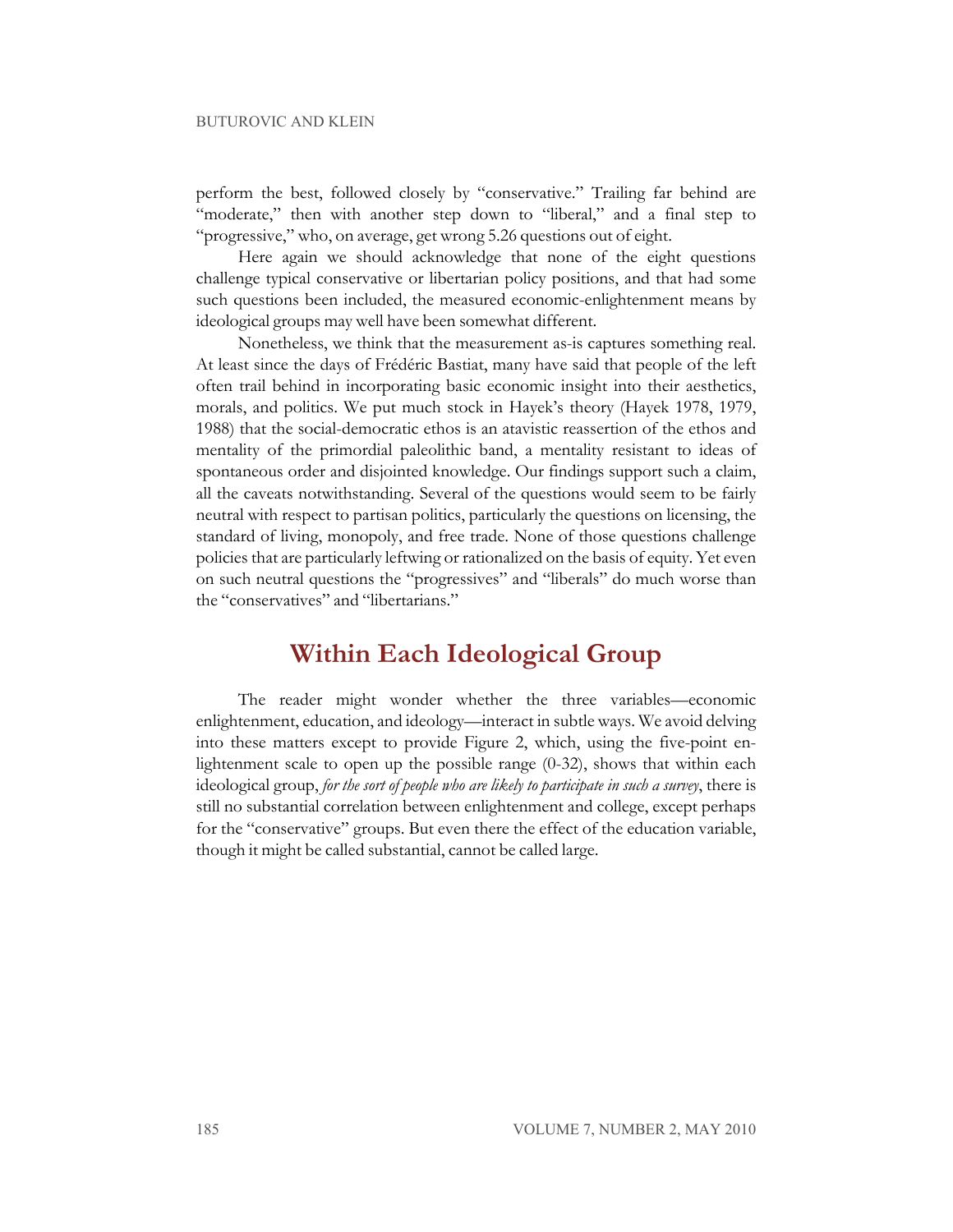perform the best, followed closely by "conservative." Trailing far behind are "moderate," then with another step down to "liberal," and a final step to "progressive," who, on average, get wrong 5.26 questions out of eight.

Here again we should acknowledge that none of the eight questions challenge typical conservative or libertarian policy positions, and that had some such questions been included, the measured economic-enlightenment means by ideological groups may well have been somewhat different.

Nonetheless, we think that the measurement as-is captures something real. At least since the days of Frédéric Bastiat, many have said that people of the left often trail behind in incorporating basic economic insight into their aesthetics, morals, and politics. We put much stock in Hayek's theory (Hayek 1978, 1979, 1988) that the social-democratic ethos is an atavistic reassertion of the ethos and mentality of the primordial paleolithic band, a mentality resistant to ideas of spontaneous order and disjointed knowledge. Our findings support such a claim, all the caveats notwithstanding. Several of the questions would seem to be fairly neutral with respect to partisan politics, particularly the questions on licensing, the standard of living, monopoly, and free trade. None of those questions challenge policies that are particularly leftwing or rationalized on the basis of equity. Yet even on such neutral questions the "progressives" and "liberals" do much worse than the "conservatives" and "libertarians."

## Within Each Ideological Group

The reader might wonder whether the three variables—economic enlightenment, education, and ideology—interact in subtle ways. We avoid delving into these matters except to provide Figure 2, which, using the five-point enlightenment scale to open up the possible range (0-32), shows that within each ideological group, *for the sort of people who are likely to participate in such a survey*, there is still no substantial correlation between enlightenment and college, except perhaps for the "conservative" groups. But even there the effect of the education variable, though it might be called substantial, cannot be called large.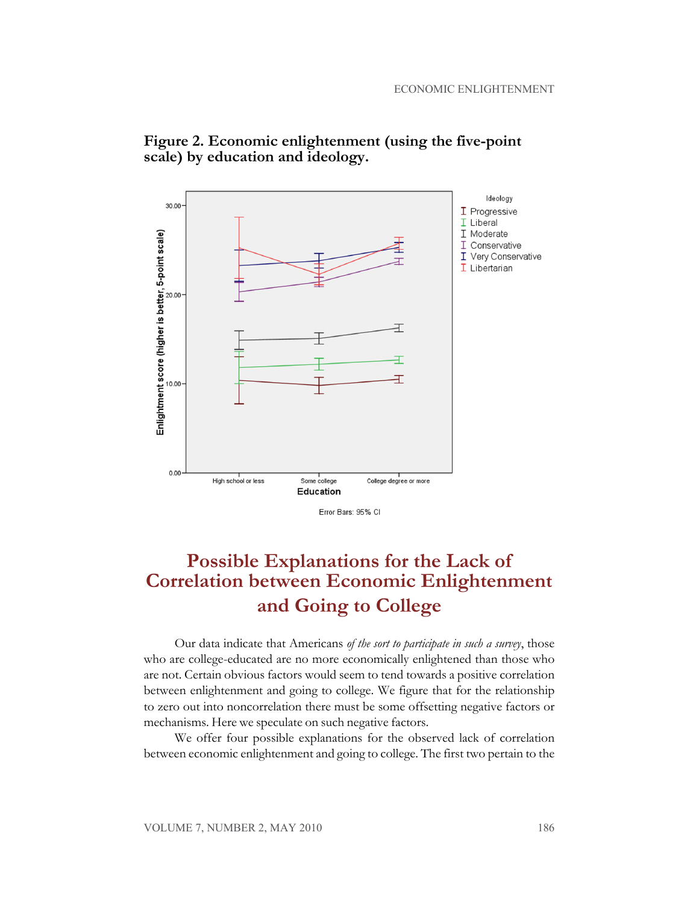**Figure 2. Economic enlightenment (using the five-point scale) by education and ideology.**

## Possible Explanations for the Lack of Correlation between Economic Enlightenment and Going to College

Our data indicate that Americans *of the sort to participate in such a survey*, those who are college-educated are no more economically enlightened than those who are not. Certain obvious factors would seem to tend towards a positive correlation between enlightenment and going to college. We figure that for the relationship to zero out into noncorrelation there must be some offsetting negative factors or mechanisms. Here we speculate on such negative factors.

We offer four possible explanations for the observed lack of correlation between economic enlightenment and going to college. The first two pertain to the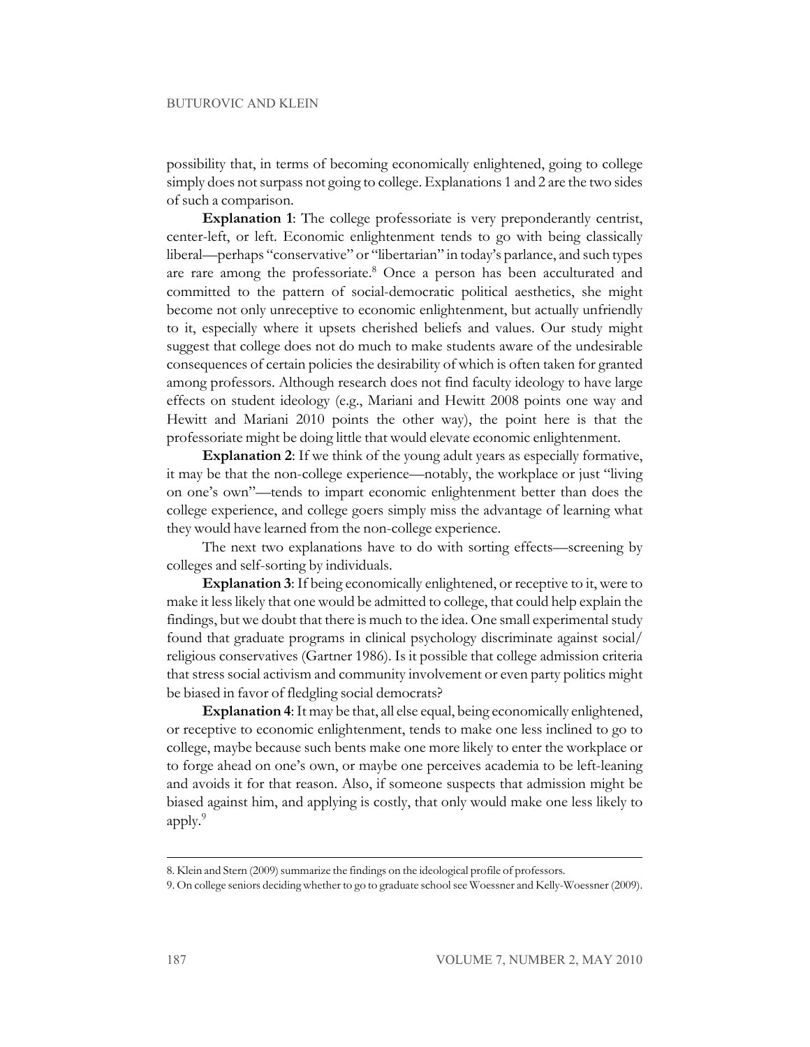possibility that, in terms of becoming economically enlightened, going to college simply does not surpass not going to college. Explanations 1 and 2 are the two sides of such a comparison.

**Explanation 1**: The college professoriate is very preponderantly centrist, center-left, or left. Economic enlightenment tends to go with being classically liberal—perhaps "conservative" or "libertarian" in today's parlance, and such types are rare among the professoriate.[8] Once a person has been acculturated and committed to the pattern of social-democratic political aesthetics, she might become not only unreceptive to economic enlightenment, but actually unfriendly to it, especially where it upsets cherished beliefs and values. Our study might suggest that college does not do much to make students aware of the undesirable consequences of certain policies the desirability of which is often taken for granted among professors. Although research does not find faculty ideology to have large effects on student ideology (e.g., Mariani and Hewitt 2008 points one way and Hewitt and Mariani 2010 points the other way), the point here is that the professoriate might be doing little that would elevate economic enlightenment.

**Explanation 2**: If we think of the young adult years as especially formative, it may be that the non-college experience—notably, the workplace or just "living on one's own"—tends to impart economic enlightenment better than does the college experience, and college goers simply miss the advantage of learning what they would have learned from the non-college experience.

The next two explanations have to do with sorting effects—screening by colleges and self-sorting by individuals.

**Explanation 3**: If being economically enlightened, or receptive to it, were to make it less likely that one would be admitted to college, that could help explain the findings, but we doubt that there is much to the idea. One small experimental study found that graduate programs in clinical psychology discriminate against social/religious conservatives (Gartner 1986). Is it possible that college admission criteria that stress social activism and community involvement or even party politics might be biased in favor of fledgling social democrats?

**Explanation 4**: It may be that, all else equal, being economically enlightened, or receptive to economic enlightenment, tends to make one less inclined to go to college, maybe because such bents make one more likely to enter the workplace or to forge ahead on one's own, or maybe one perceives academia to be left-leaning and avoids it for that reason. Also, if someone suspects that admission might be biased against him, and applying is costly, that only would make one less likely to apply.[9]

---

8. Klein and Stern (2009) summarize the findings on the ideological profile of professors.

9. On college seniors deciding whether to go to graduate school see Woessner and Kelly-Woessner (2009).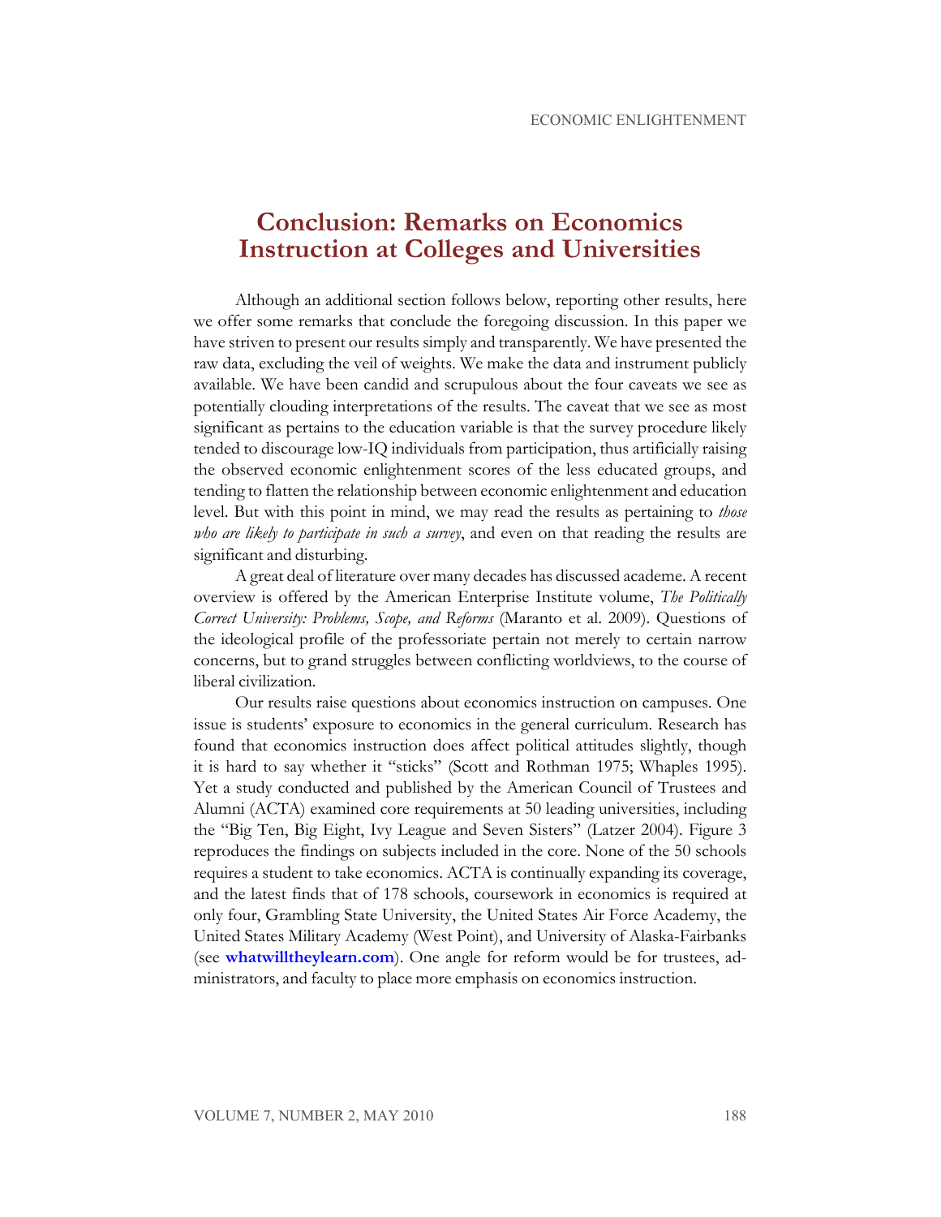# Conclusion: Remarks on Economics Instruction at Colleges and Universities

Although an additional section follows below, reporting other results, here we offer some remarks that conclude the foregoing discussion. In this paper we have striven to present our results simply and transparently. We have presented the raw data, excluding the veil of weights. We make the data and instrument publicly available. We have been candid and scrupulous about the four caveats we see as potentially clouding interpretations of the results. The caveat that we see as most significant as pertains to the education variable is that the survey procedure likely tended to discourage low-IQ individuals from participation, thus artificially raising the observed economic enlightenment scores of the less educated groups, and tending to flatten the relationship between economic enlightenment and education level. But with this point in mind, we may read the results as pertaining to *those who are likely to participate in such a survey*, and even on that reading the results are significant and disturbing.

A great deal of literature over many decades has discussed academe. A recent overview is offered by the American Enterprise Institute volume, *The Politically Correct University: Problems, Scope, and Reforms* (Maranto et al. 2009). Questions of the ideological profile of the professoriate pertain not merely to certain narrow concerns, but to grand struggles between conflicting worldviews, to the course of liberal civilization.

Our results raise questions about economics instruction on campuses. One issue is students' exposure to economics in the general curriculum. Research has found that economics instruction does affect political attitudes slightly, though it is hard to say whether it "sticks" (Scott and Rothman 1975; Whaples 1995). Yet a study conducted and published by the American Council of Trustees and Alumni (ACTA) examined core requirements at 50 leading universities, including the "Big Ten, Big Eight, Ivy League and Seven Sisters" (Latzer 2004). Figure 3 reproduces the findings on subjects included in the core. None of the 50 schools requires a student to take economics. ACTA is continually expanding its coverage, and the latest finds that of 178 schools, coursework in economics is required at only four, Grambling State University, the United States Air Force Academy, the United States Military Academy (West Point), and University of Alaska-Fairbanks (see **whatwilltheylearn.com**). One angle for reform would be for trustees, administrators, and faculty to place more emphasis on economics instruction.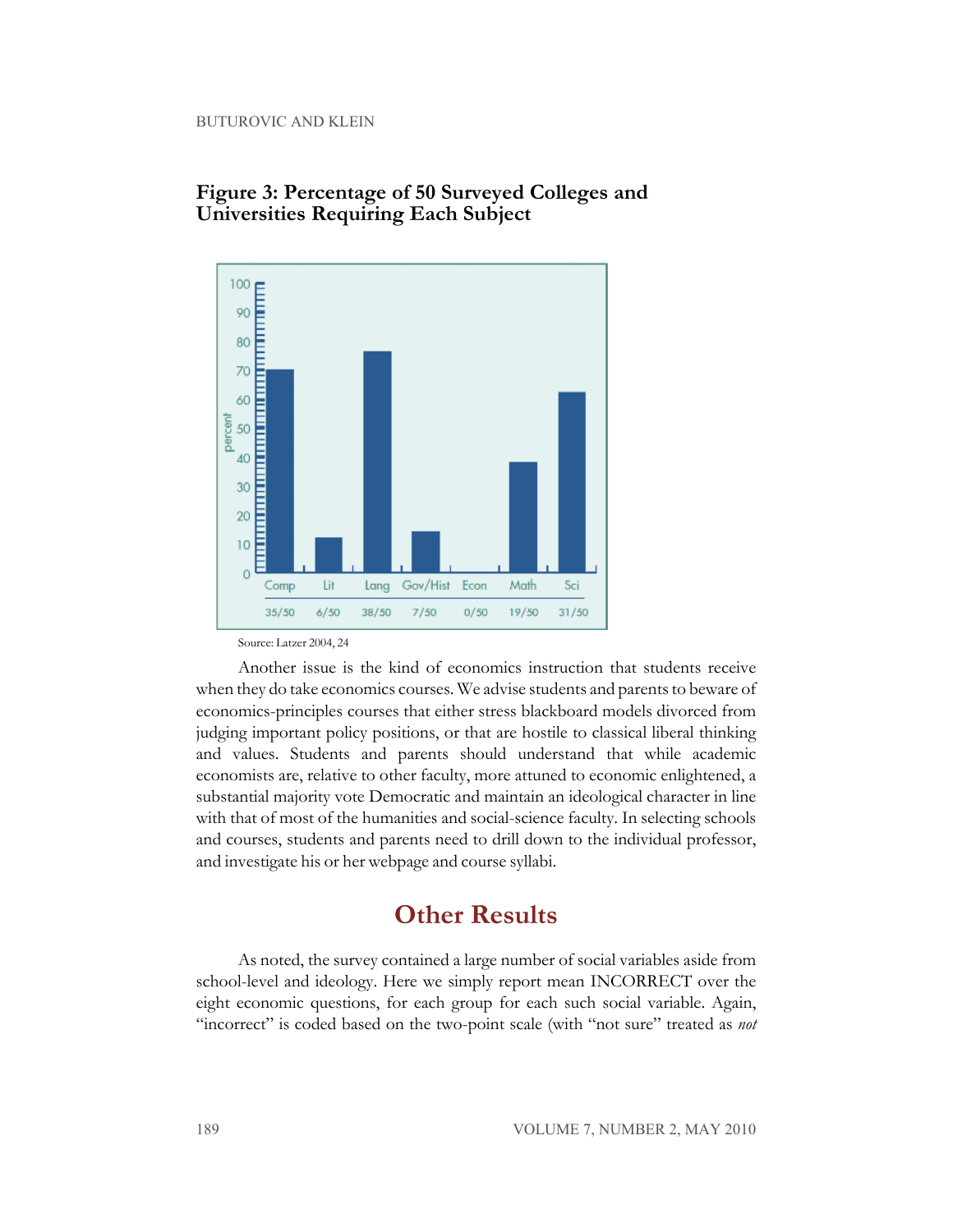**Figure 3: Percentage of 50 Surveyed Colleges and Universities Requiring Each Subject**

| | Comp | Lit | Lang | Gov/Hist | Econ | Math | Sci |
|---|---|---|---|---|---|---|---|
| | 35/50 | 6/50 | 38/50 | 7/50 | 0/50 | 19/50 | 31/50 |

Source: Latzer 2004, 24

Another issue is the kind of economics instruction that students receive when they do take economics courses. We advise students and parents to beware of economics-principles courses that either stress blackboard models divorced from judging important policy positions, or that are hostile to classical liberal thinking and values. Students and parents should understand that while academic economists are, relative to other faculty, more attuned to economic enlightened, a substantial majority vote Democratic and maintain an ideological character in line with that of most of the humanities and social-science faculty. In selecting schools and courses, students and parents need to drill down to the individual professor, and investigate his or her webpage and course syllabi.

## Other Results

As noted, the survey contained a large number of social variables aside from school-level and ideology. Here we simply report mean INCORRECT over the eight economic questions, for each group for each such social variable. Again, "incorrect" is coded based on the two-point scale (with "not sure" treated as *not*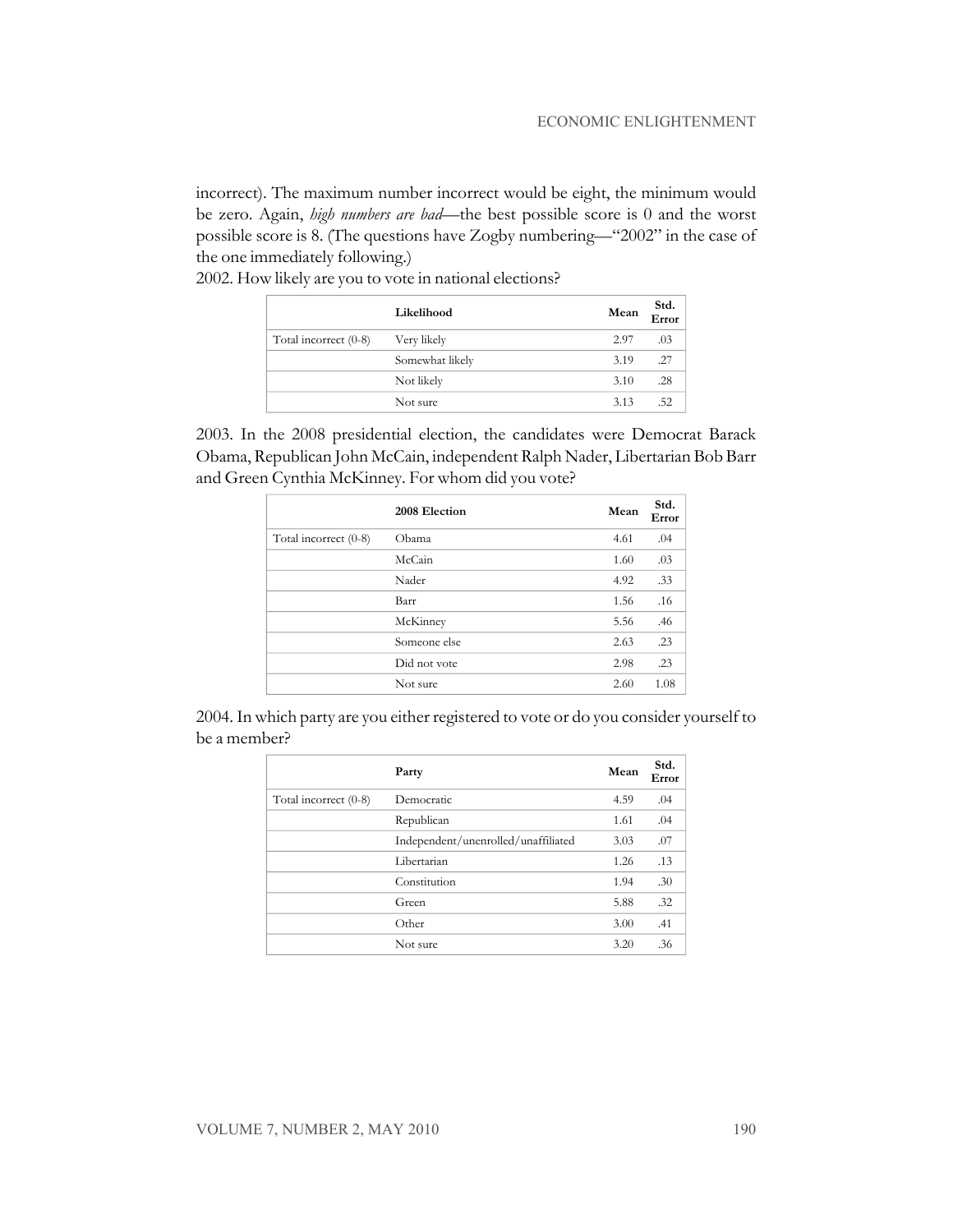incorrect). The maximum number incorrect would be eight, the minimum would be zero. Again, *high numbers are bad*—the best possible score is 0 and the worst possible score is 8. (The questions have Zogby numbering—"2002" in the case of the one immediately following.)

2002. How likely are you to vote in national elections?

| | Likelihood | Mean | Std. Error |
|---|---|---|---|
| Total incorrect (0-8) | Very likely | 2.97 | .03 |
| | Somewhat likely | 3.19 | .27 |
| | Not likely | 3.10 | .28 |
| | Not sure | 3.13 | .52 |

2003. In the 2008 presidential election, the candidates were Democrat Barack Obama, Republican John McCain, independent Ralph Nader, Libertarian Bob Barr and Green Cynthia McKinney. For whom did you vote?

| | 2008 Election | Mean | Std. Error |
|---|---|---|---|
| Total incorrect (0-8) | Obama | 4.61 | .04 |
| | McCain | 1.60 | .03 |
| | Nader | 4.92 | .33 |
| | Barr | 1.56 | .16 |
| | McKinney | 5.56 | .46 |
| | Someone else | 2.63 | .23 |
| | Did not vote | 2.98 | .23 |
| | Not sure | 2.60 | 1.08 |

2004. In which party are you either registered to vote or do you consider yourself to be a member?

| | Party | Mean | Std. Error |
|---|---|---|---|
| Total incorrect (0-8) | Democratic | 4.59 | .04 |
| | Republican | 1.61 | .04 |
| | Independent/unenrolled/unaffiliated | 3.03 | .07 |
| | Libertarian | 1.26 | .13 |
| | Constitution | 1.94 | .30 |
| | Green | 5.88 | .32 |
| | Other | 3.00 | .41 |
| | Not sure | 3.20 | .36 |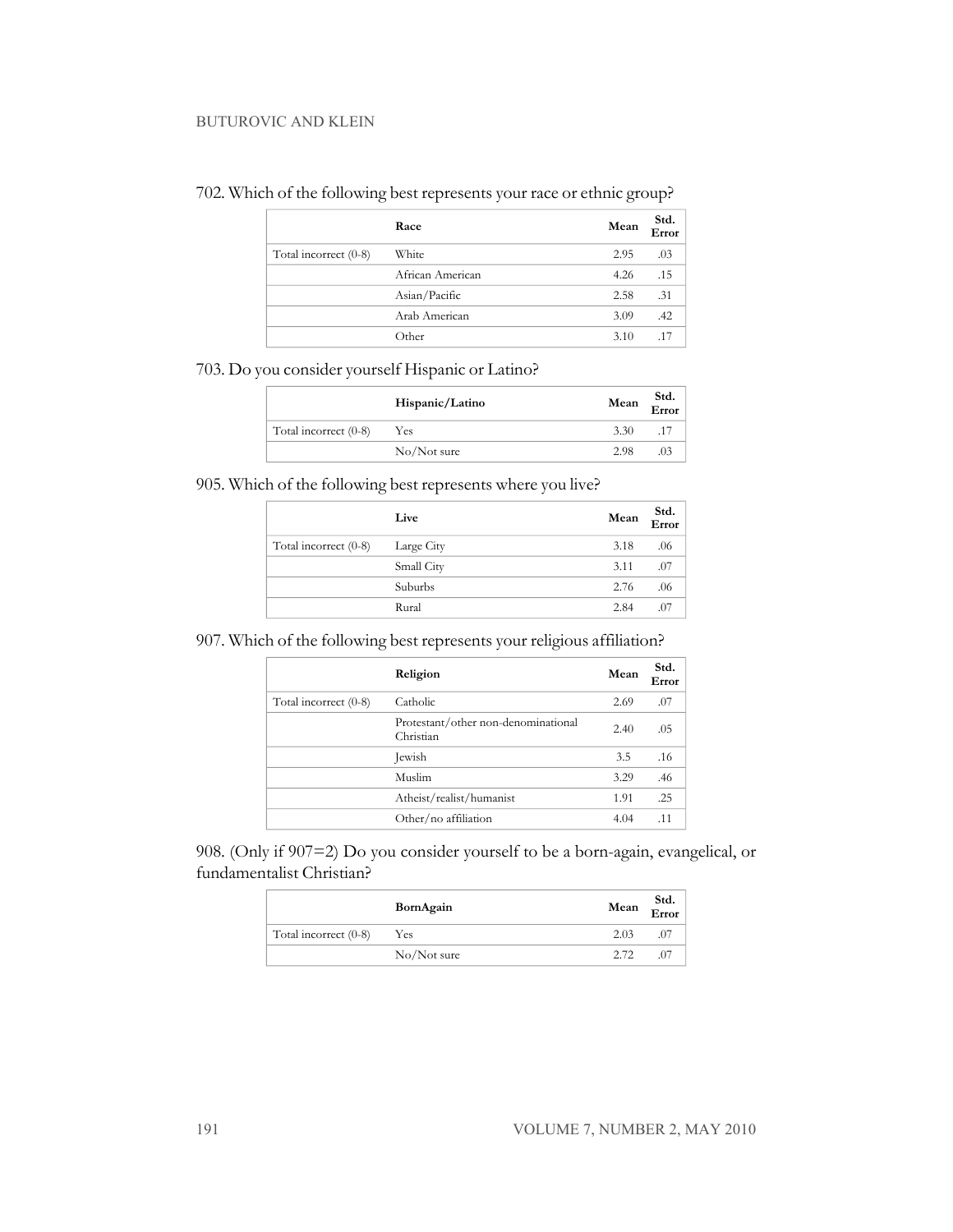702. Which of the following best represents your race or ethnic group?

| | Race | Mean | Std. Error |
|---|---|---|---|
| Total incorrect (0-8) | White | 2.95 | .03 |
| | African American | 4.26 | .15 |
| | Asian/Pacific | 2.58 | .31 |
| | Arab American | 3.09 | .42 |
| | Other | 3.10 | .17 |

703. Do you consider yourself Hispanic or Latino?

| | Hispanic/Latino | Mean | Std. Error |
|---|---|---|---|
| Total incorrect (0-8) | Yes | 3.30 | .17 |
| | No/Not sure | 2.98 | .03 |

905. Which of the following best represents where you live?

| | Live | Mean | Std. Error |
|---|---|---|---|
| Total incorrect (0-8) | Large City | 3.18 | .06 |
| | Small City | 3.11 | .07 |
| | Suburbs | 2.76 | .06 |
| | Rural | 2.84 | .07 |

907. Which of the following best represents your religious affiliation?

| | Religion | Mean | Std. Error |
|---|---|---|---|
| Total incorrect (0-8) | Catholic | 2.69 | .07 |
| | Protestant/other non-denominational Christian | 2.40 | .05 |
| | Jewish | 3.5 | .16 |
| | Muslim | 3.29 | .46 |
| | Atheist/realist/humanist | 1.91 | .25 |
| | Other/no affiliation | 4.04 | .11 |

908. (Only if 907=2) Do you consider yourself to be a born-again, evangelical, or fundamentalist Christian?

| | BornAgain | Mean | Std. Error |
|---|---|---|---|
| Total incorrect (0-8) | Yes | 2.03 | .07 |
| | No/Not sure | 2.72 | .07 |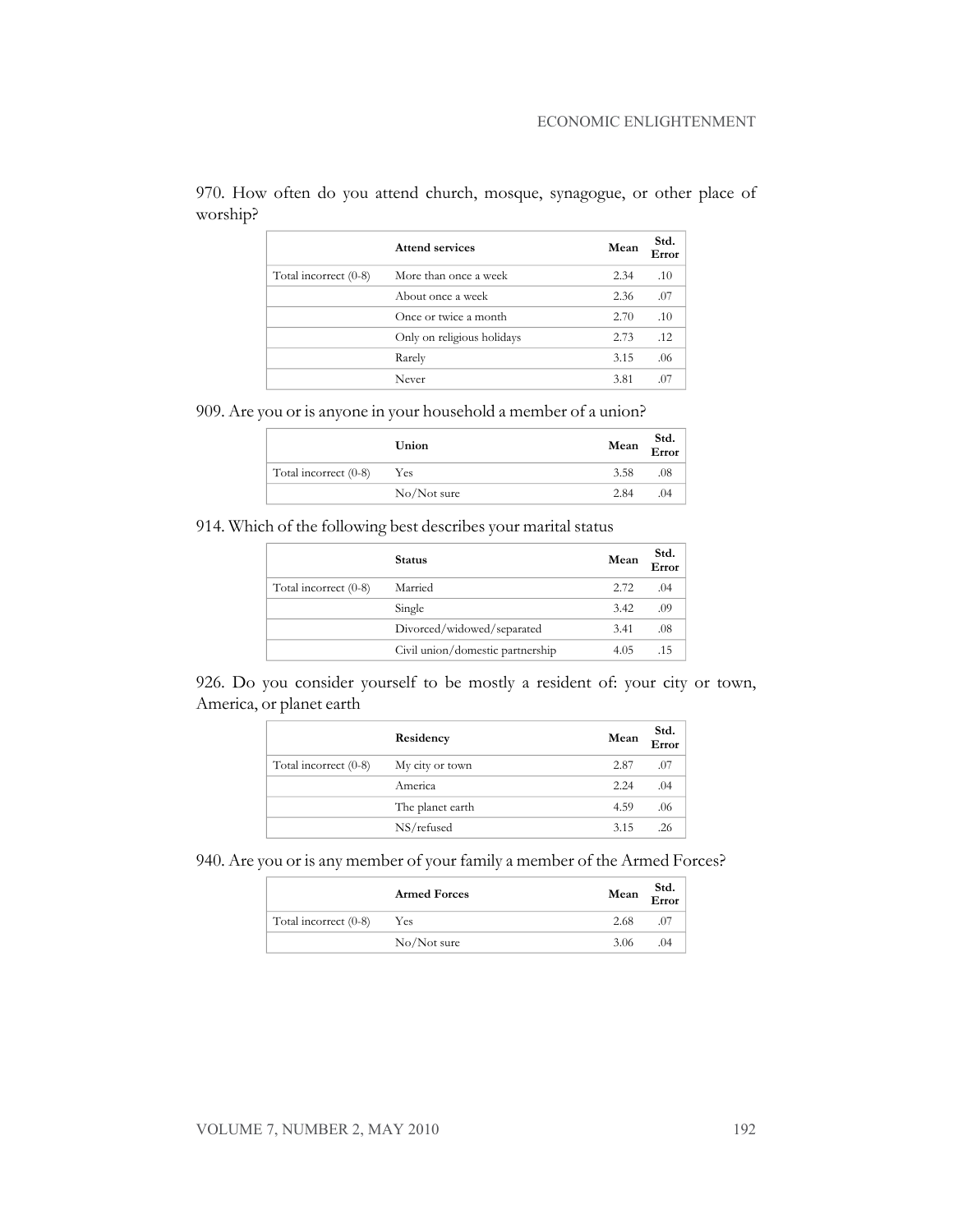970. How often do you attend church, mosque, synagogue, or other place of worship?

| | Attend services | Mean | Std. Error |
|---|---|---|---|
| Total incorrect (0-8) | More than once a week | 2.34 | .10 |
| | About once a week | 2.36 | .07 |
| | Once or twice a month | 2.70 | .10 |
| | Only on religious holidays | 2.73 | .12 |
| | Rarely | 3.15 | .06 |
| | Never | 3.81 | .07 |

909. Are you or is anyone in your household a member of a union?

| | Union | Mean | Std. Error |
|---|---|---|---|
| Total incorrect (0-8) | Yes | 3.58 | .08 |
| | No/Not sure | 2.84 | .04 |

914. Which of the following best describes your marital status

| | Status | Mean | Std. Error |
|---|---|---|---|
| Total incorrect (0-8) | Married | 2.72 | .04 |
| | Single | 3.42 | .09 |
| | Divorced/widowed/separated | 3.41 | .08 |
| | Civil union/domestic partnership | 4.05 | .15 |

926. Do you consider yourself to be mostly a resident of: your city or town, America, or planet earth

| | Residency | Mean | Std. Error |
|---|---|---|---|
| Total incorrect (0-8) | My city or town | 2.87 | .07 |
| | America | 2.24 | .04 |
| | The planet earth | 4.59 | .06 |
| | NS/refused | 3.15 | .26 |

940. Are you or is any member of your family a member of the Armed Forces?

| | Armed Forces | Mean | Std. Error |
|---|---|---|---|
| Total incorrect (0-8) | Yes | 2.68 | .07 |
| | No/Not sure | 3.06 | .04 |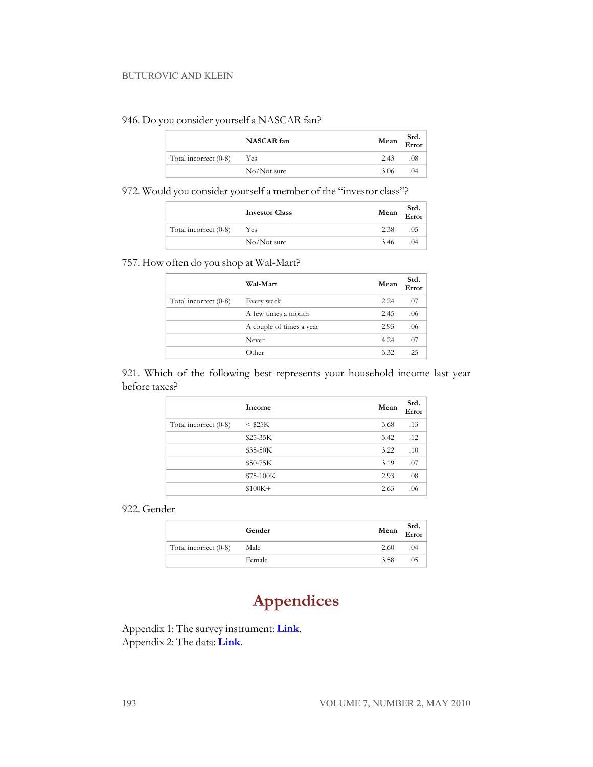946. Do you consider yourself a NASCAR fan?

| | NASCAR fan | Mean | Std. Error |
|---|---|---|---|
| Total incorrect (0-8) | Yes | 2.43 | .08 |
| | No/Not sure | 3.06 | .04 |

972. Would you consider yourself a member of the "investor class"?

| | Investor Class | Mean | Std. Error |
|---|---|---|---|
| Total incorrect (0-8) | Yes | 2.38 | .05 |
| | No/Not sure | 3.46 | .04 |

757. How often do you shop at Wal-Mart?

| | Wal-Mart | Mean | Std. Error |
|---|---|---|---|
| Total incorrect (0-8) | Every week | 2.24 | .07 |
| | A few times a month | 2.45 | .06 |
| | A couple of times a year | 2.93 | .06 |
| | Never | 4.24 | .07 |
| | Other | 3.32 | .25 |

921. Which of the following best represents your household income last year before taxes?

| | Income | Mean | Std. Error |
|---|---|---|---|
| Total incorrect (0-8) | < $25K | 3.68 | .13 |
| | $25-35K | 3.42 | .12 |
| | $35-50K | 3.22 | .10 |
| | $50-75K | 3.19 | .07 |
| | $75-100K | 2.93 | .08 |
| | $100K+ | 2.63 | .06 |

922. Gender

| | Gender | Mean | Std. Error |
|---|---|---|---|
| Total incorrect (0-8) | Male | 2.60 | .04 |
| | Female | 3.58 | .05 |

# Appendices

Appendix 1: The survey instrument: **Link**.
Appendix 2: The data: **Link**.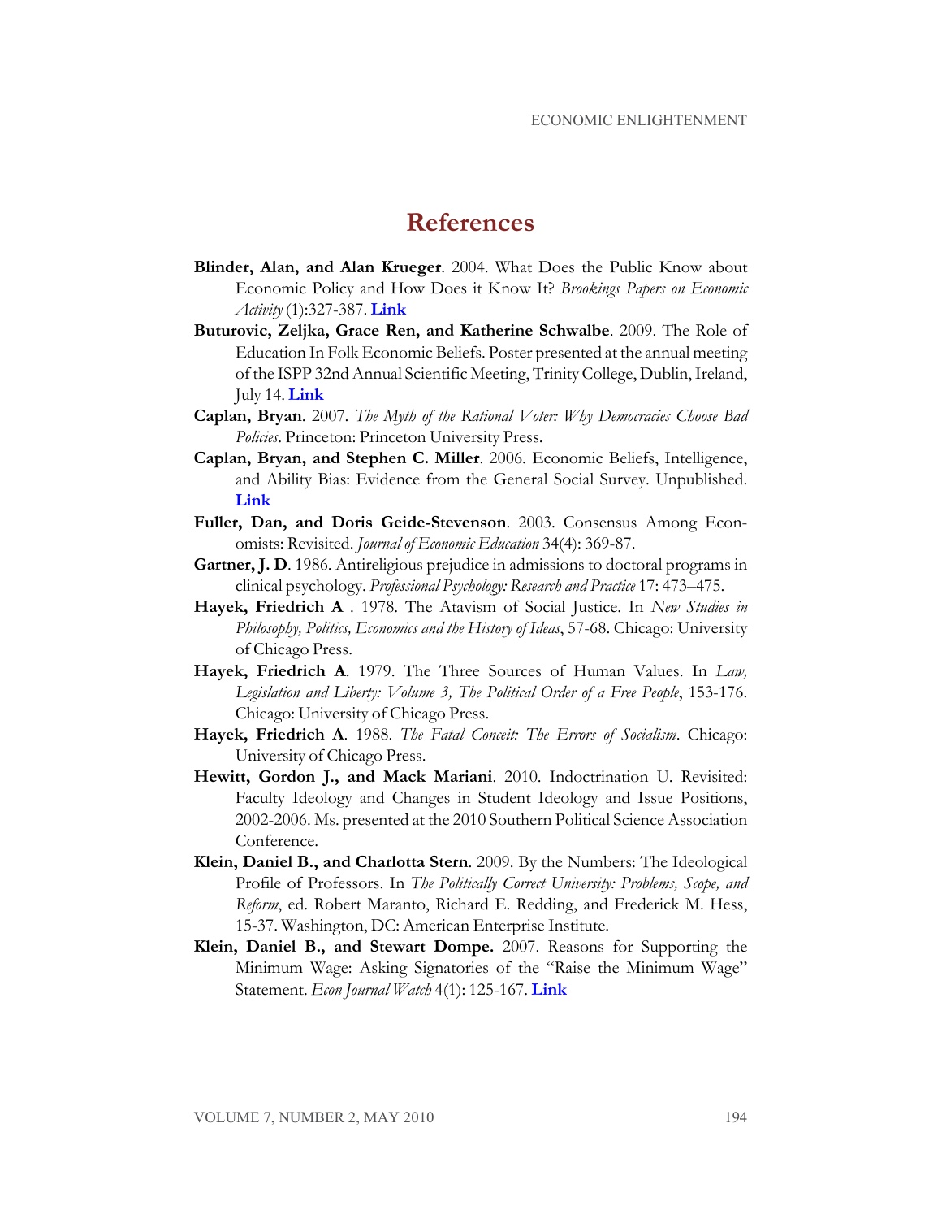# References

**Blinder, Alan, and Alan Krueger**. 2004. What Does the Public Know about Economic Policy and How Does it Know It? *Brookings Papers on Economic Activity* (1):327-387. **Link**

**Buturovic, Zeljka, Grace Ren, and Katherine Schwalbe**. 2009. The Role of Education In Folk Economic Beliefs. Poster presented at the annual meeting of the ISPP 32nd Annual Scientific Meeting, Trinity College, Dublin, Ireland, July 14. **Link**

**Caplan, Bryan**. 2007. *The Myth of the Rational Voter: Why Democracies Choose Bad Policies*. Princeton: Princeton University Press.

**Caplan, Bryan, and Stephen C. Miller**. 2006. Economic Beliefs, Intelligence, and Ability Bias: Evidence from the General Social Survey. Unpublished. **Link**

**Fuller, Dan, and Doris Geide-Stevenson**. 2003. Consensus Among Economists: Revisited. *Journal of Economic Education* 34(4): 369-87.

**Gartner, J. D**. 1986. Antireligious prejudice in admissions to doctoral programs in clinical psychology. *Professional Psychology: Research and Practice* 17: 473–475.

**Hayek, Friedrich A** . 1978. The Atavism of Social Justice. In *New Studies in Philosophy, Politics, Economics and the History of Ideas*, 57-68. Chicago: University of Chicago Press.

**Hayek, Friedrich A**. 1979. The Three Sources of Human Values. In *Law, Legislation and Liberty: Volume 3, The Political Order of a Free People*, 153-176. Chicago: University of Chicago Press.

**Hayek, Friedrich A**. 1988. *The Fatal Conceit: The Errors of Socialism*. Chicago: University of Chicago Press.

**Hewitt, Gordon J., and Mack Mariani**. 2010. Indoctrination U. Revisited: Faculty Ideology and Changes in Student Ideology and Issue Positions, 2002-2006. Ms. presented at the 2010 Southern Political Science Association Conference.

**Klein, Daniel B., and Charlotta Stern**. 2009. By the Numbers: The Ideological Profile of Professors. In *The Politically Correct University: Problems, Scope, and Reform*, ed. Robert Maranto, Richard E. Redding, and Frederick M. Hess, 15-37. Washington, DC: American Enterprise Institute.

**Klein, Daniel B., and Stewart Dompe.** 2007. Reasons for Supporting the Minimum Wage: Asking Signatories of the "Raise the Minimum Wage" Statement. *Econ Journal Watch* 4(1): 125-167. **Link**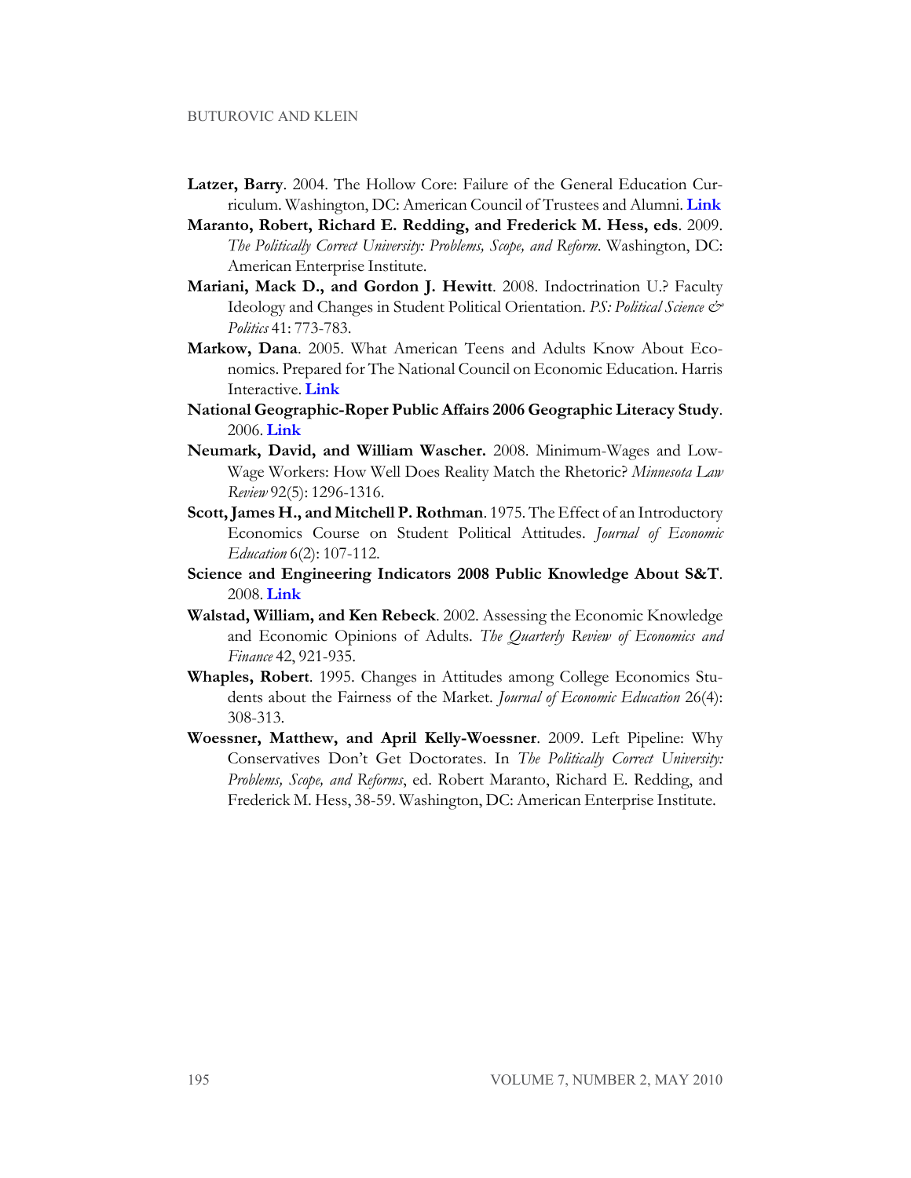**Latzer, Barry**. 2004. The Hollow Core: Failure of the General Education Curriculum. Washington, DC: American Council of Trustees and Alumni. **Link**

**Maranto, Robert, Richard E. Redding, and Frederick M. Hess, eds**. 2009. *The Politically Correct University: Problems, Scope, and Reform*. Washington, DC: American Enterprise Institute.

**Mariani, Mack D., and Gordon J. Hewitt**. 2008. Indoctrination U.? Faculty Ideology and Changes in Student Political Orientation. *PS: Political Science & Politics* 41: 773-783.

**Markow, Dana**. 2005. What American Teens and Adults Know About Economics. Prepared for The National Council on Economic Education. Harris Interactive. **Link**

**National Geographic-Roper Public Affairs 2006 Geographic Literacy Study**. 2006. **Link**

**Neumark, David, and William Wascher.** 2008. Minimum-Wages and Low-Wage Workers: How Well Does Reality Match the Rhetoric? *Minnesota Law Review* 92(5): 1296-1316.

**Scott, James H., and Mitchell P. Rothman**. 1975. The Effect of an Introductory Economics Course on Student Political Attitudes. *Journal of Economic Education* 6(2): 107-112.

**Science and Engineering Indicators 2008 Public Knowledge About S&T**. 2008. **Link**

**Walstad, William, and Ken Rebeck**. 2002. Assessing the Economic Knowledge and Economic Opinions of Adults. *The Quarterly Review of Economics and Finance* 42, 921-935.

**Whaples, Robert**. 1995. Changes in Attitudes among College Economics Students about the Fairness of the Market. *Journal of Economic Education* 26(4): 308-313.

**Woessner, Matthew, and April Kelly-Woessner**. 2009. Left Pipeline: Why Conservatives Don't Get Doctorates. In *The Politically Correct University: Problems, Scope, and Reforms*, ed. Robert Maranto, Richard E. Redding, and Frederick M. Hess, 38-59. Washington, DC: American Enterprise Institute.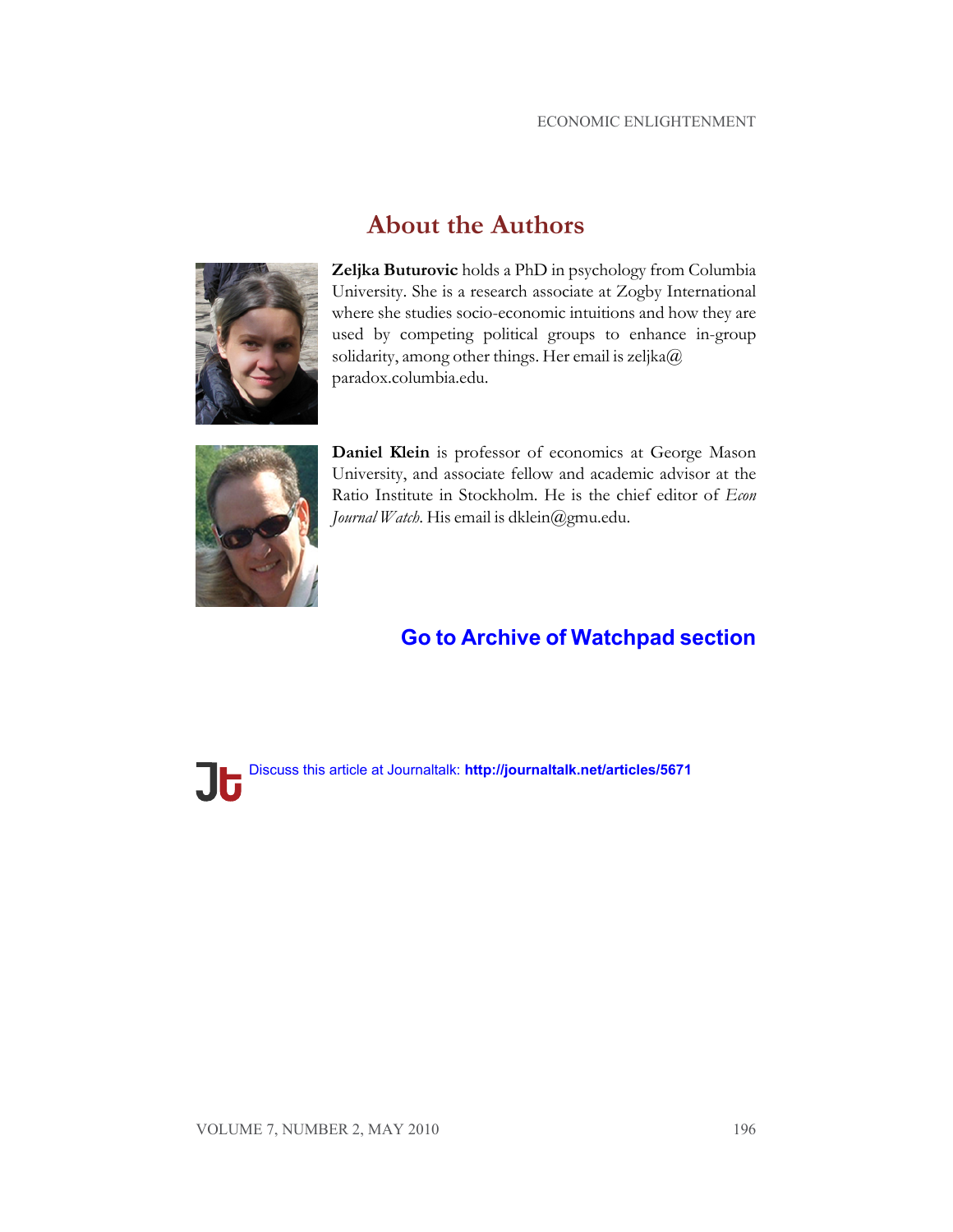## About the Authors

**Zeljka Buturovic** holds a PhD in psychology from Columbia University. She is a research associate at Zogby International where she studies socio-economic intuitions and how they are used by competing political groups to enhance in-group solidarity, among other things. Her email is zeljka@paradox.columbia.edu.

**Daniel Klein** is professor of economics at George Mason University, and associate fellow and academic advisor at the Ratio Institute in Stockholm. He is the chief editor of *Econ Journal Watch*. His email is dklein@gmu.edu.

**Go to Archive of Watchpad section**

Discuss this article at Journaltalk: **http://journaltalk.net/articles/5671**